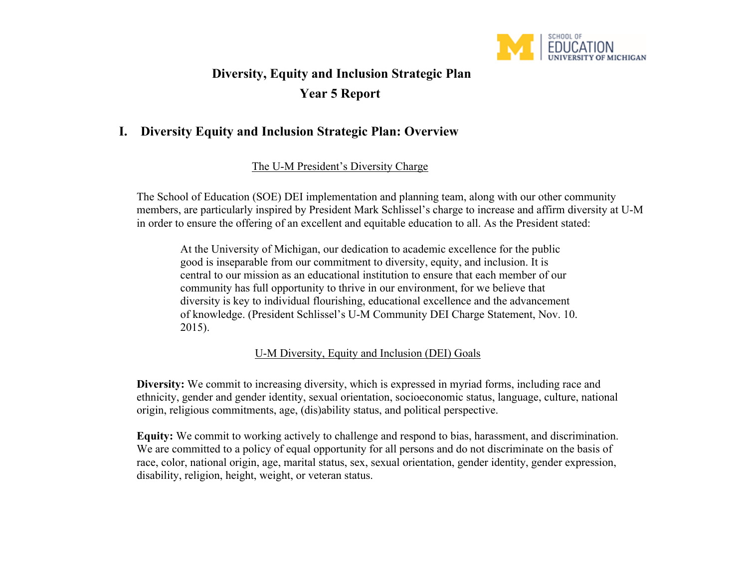# Diversity, Equity and Inclusion Strategic Plan
# Year 5 Report

## I. Diversity Equity and Inclusion Strategic Plan: Overview

The U-M President's Diversity Charge

The School of Education (SOE) DEI implementation and planning team, along with our other community members, are particularly inspired by President Mark Schlissel's charge to increase and affirm diversity at U-M in order to ensure the offering of an excellent and equitable education to all. As the President stated:

> At the University of Michigan, our dedication to academic excellence for the public good is inseparable from our commitment to diversity, equity, and inclusion. It is central to our mission as an educational institution to ensure that each member of our community has full opportunity to thrive in our environment, for we believe that diversity is key to individual flourishing, educational excellence and the advancement of knowledge. (President Schlissel's U-M Community DEI Charge Statement, Nov. 10. 2015).

U-M Diversity, Equity and Inclusion (DEI) Goals

**Diversity:** We commit to increasing diversity, which is expressed in myriad forms, including race and ethnicity, gender and gender identity, sexual orientation, socioeconomic status, language, culture, national origin, religious commitments, age, (dis)ability status, and political perspective.

**Equity:** We commit to working actively to challenge and respond to bias, harassment, and discrimination. We are committed to a policy of equal opportunity for all persons and do not discriminate on the basis of race, color, national origin, age, marital status, sex, sexual orientation, gender identity, gender expression, disability, religion, height, weight, or veteran status.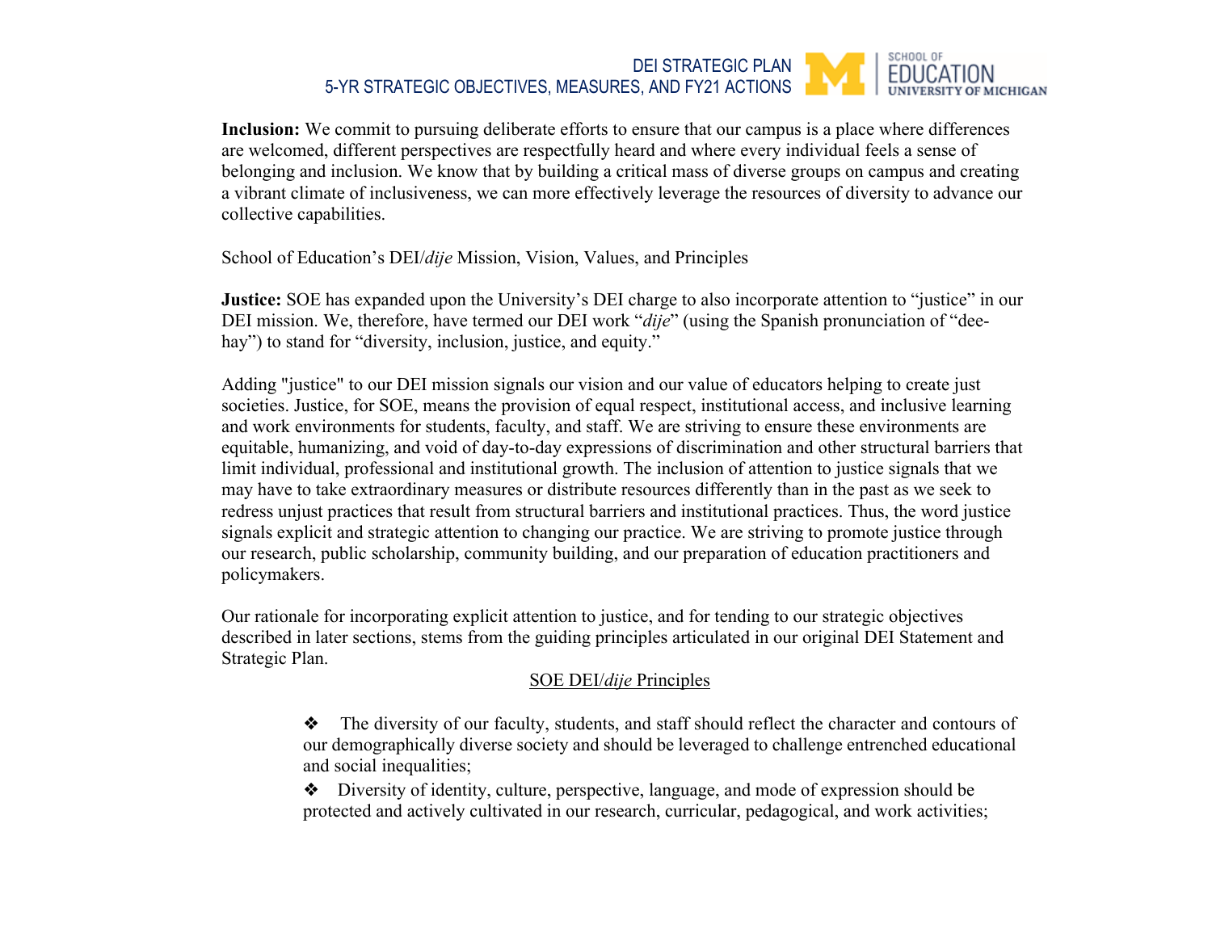**Inclusion:** We commit to pursuing deliberate efforts to ensure that our campus is a place where differences are welcomed, different perspectives are respectfully heard and where every individual feels a sense of belonging and inclusion. We know that by building a critical mass of diverse groups on campus and creating a vibrant climate of inclusiveness, we can more effectively leverage the resources of diversity to advance our collective capabilities.

School of Education's DEI/*dije* Mission, Vision, Values, and Principles

**Justice:** SOE has expanded upon the University's DEI charge to also incorporate attention to "justice" in our DEI mission. We, therefore, have termed our DEI work "*dije*" (using the Spanish pronunciation of "dee-hay") to stand for "diversity, inclusion, justice, and equity."

Adding "justice" to our DEI mission signals our vision and our value of educators helping to create just societies. Justice, for SOE, means the provision of equal respect, institutional access, and inclusive learning and work environments for students, faculty, and staff. We are striving to ensure these environments are equitable, humanizing, and void of day-to-day expressions of discrimination and other structural barriers that limit individual, professional and institutional growth. The inclusion of attention to justice signals that we may have to take extraordinary measures or distribute resources differently than in the past as we seek to redress unjust practices that result from structural barriers and institutional practices. Thus, the word justice signals explicit and strategic attention to changing our practice. We are striving to promote justice through our research, public scholarship, community building, and our preparation of education practitioners and policymakers.

Our rationale for incorporating explicit attention to justice, and for tending to our strategic objectives described in later sections, stems from the guiding principles articulated in our original DEI Statement and Strategic Plan.

<u>SOE DEI/*dije* Principles</u>

- ❖ The diversity of our faculty, students, and staff should reflect the character and contours of our demographically diverse society and should be leveraged to challenge entrenched educational and social inequalities;
- ❖ Diversity of identity, culture, perspective, language, and mode of expression should be protected and actively cultivated in our research, curricular, pedagogical, and work activities;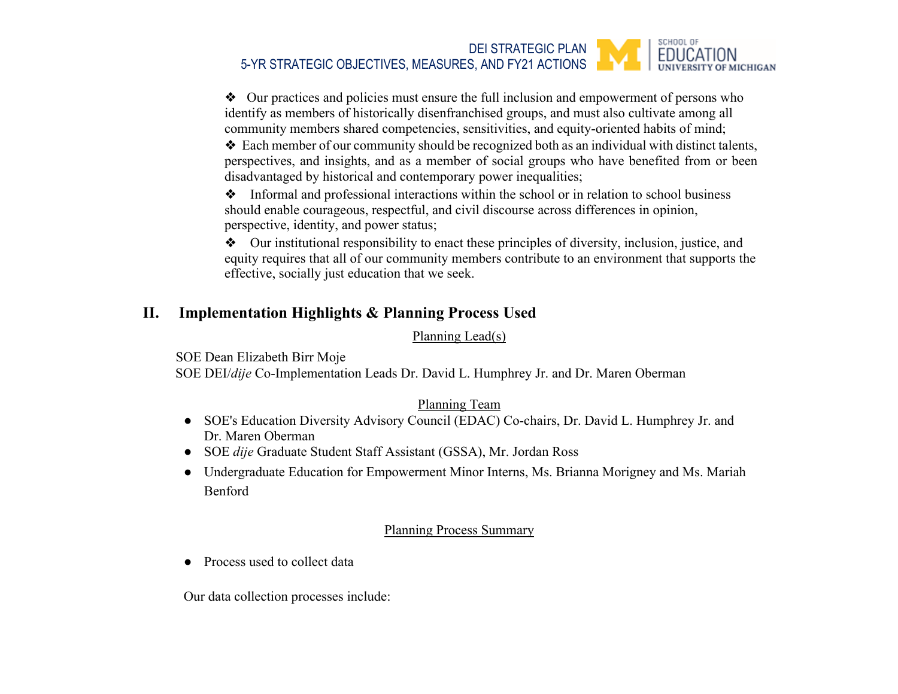- ❖ Our practices and policies must ensure the full inclusion and empowerment of persons who identify as members of historically disenfranchised groups, and must also cultivate among all community members shared competencies, sensitivities, and equity-oriented habits of mind;
- ❖ Each member of our community should be recognized both as an individual with distinct talents, perspectives, and insights, and as a member of social groups who have benefited from or been disadvantaged by historical and contemporary power inequalities;
- ❖ Informal and professional interactions within the school or in relation to school business should enable courageous, respectful, and civil discourse across differences in opinion, perspective, identity, and power status;
- ❖ Our institutional responsibility to enact these principles of diversity, inclusion, justice, and equity requires that all of our community members contribute to an environment that supports the effective, socially just education that we seek.

## II. Implementation Highlights & Planning Process Used

<u>Planning Lead(s)</u>

SOE Dean Elizabeth Birr Moje
SOE DEI/*dije* Co-Implementation Leads Dr. David L. Humphrey Jr. and Dr. Maren Oberman

<u>Planning Team</u>

- SOE's Education Diversity Advisory Council (EDAC) Co-chairs, Dr. David L. Humphrey Jr. and Dr. Maren Oberman
- SOE *dije* Graduate Student Staff Assistant (GSSA), Mr. Jordan Ross
- Undergraduate Education for Empowerment Minor Interns, Ms. Brianna Morigney and Ms. Mariah Benford

<u>Planning Process Summary</u>

- Process used to collect data

Our data collection processes include: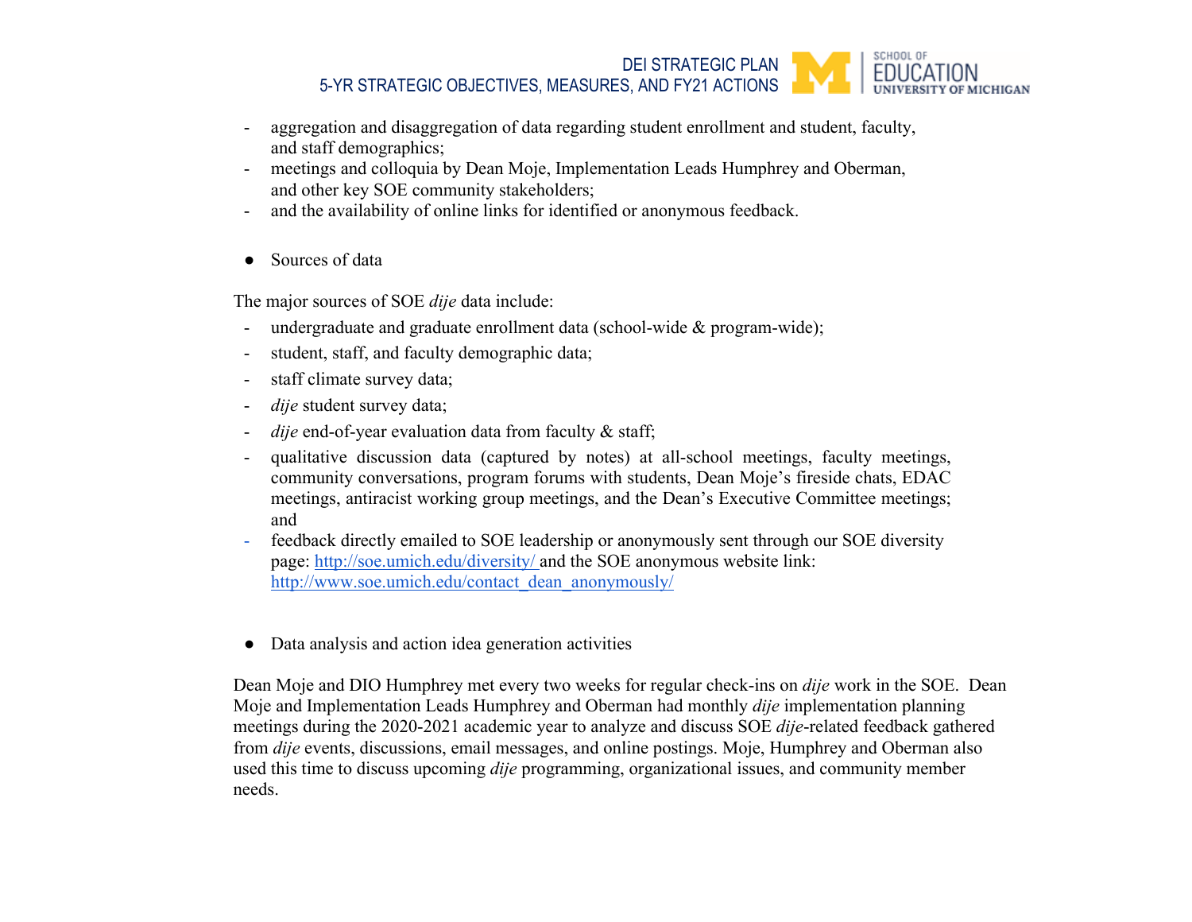- aggregation and disaggregation of data regarding student enrollment and student, faculty, and staff demographics;
- meetings and colloquia by Dean Moje, Implementation Leads Humphrey and Oberman, and other key SOE community stakeholders;
- and the availability of online links for identified or anonymous feedback.

- Sources of data

The major sources of SOE *dije* data include:

- undergraduate and graduate enrollment data (school-wide & program-wide);
- student, staff, and faculty demographic data;
- staff climate survey data;
- *dije* student survey data;
- *dije* end-of-year evaluation data from faculty & staff;
- qualitative discussion data (captured by notes) at all-school meetings, faculty meetings, community conversations, program forums with students, Dean Moje's fireside chats, EDAC meetings, antiracist working group meetings, and the Dean's Executive Committee meetings; and
- feedback directly emailed to SOE leadership or anonymously sent through our SOE diversity page: [http://soe.umich.edu/diversity/](http://soe.umich.edu/diversity/) and the SOE anonymous website link: [http://www.soe.umich.edu/contact_dean_anonymously/](http://www.soe.umich.edu/contact_dean_anonymously/)

- Data analysis and action idea generation activities

Dean Moje and DIO Humphrey met every two weeks for regular check-ins on *dije* work in the SOE. Dean Moje and Implementation Leads Humphrey and Oberman had monthly *dije* implementation planning meetings during the 2020-2021 academic year to analyze and discuss SOE *dije*-related feedback gathered from *dije* events, discussions, email messages, and online postings. Moje, Humphrey and Oberman also used this time to discuss upcoming *dije* programming, organizational issues, and community member needs.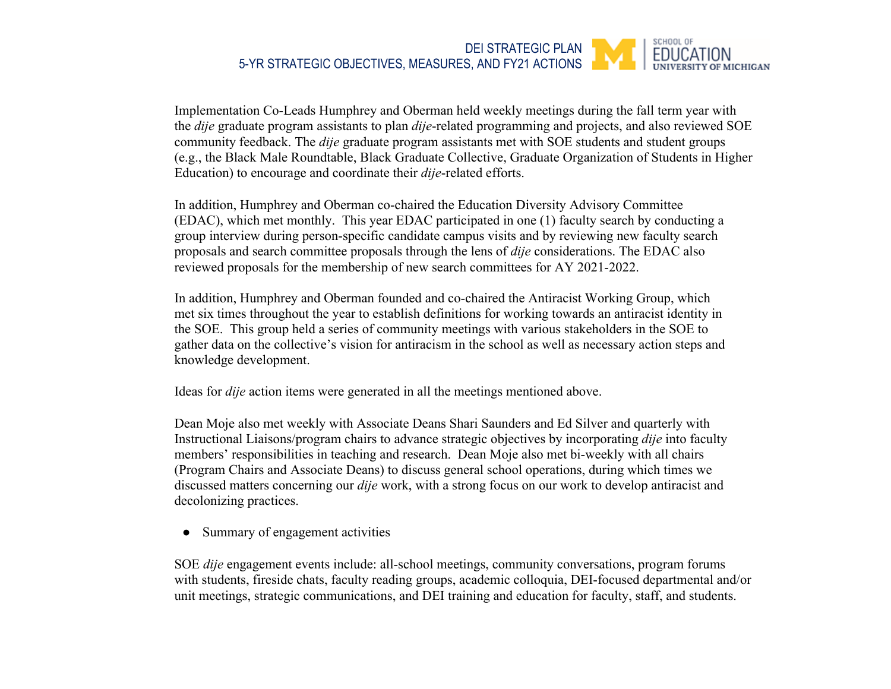Implementation Co-Leads Humphrey and Oberman held weekly meetings during the fall term year with the *dije* graduate program assistants to plan *dije*-related programming and projects, and also reviewed SOE community feedback. The *dije* graduate program assistants met with SOE students and student groups (e.g., the Black Male Roundtable, Black Graduate Collective, Graduate Organization of Students in Higher Education) to encourage and coordinate their *dije*-related efforts.

In addition, Humphrey and Oberman co-chaired the Education Diversity Advisory Committee (EDAC), which met monthly. This year EDAC participated in one (1) faculty search by conducting a group interview during person-specific candidate campus visits and by reviewing new faculty search proposals and search committee proposals through the lens of *dije* considerations. The EDAC also reviewed proposals for the membership of new search committees for AY 2021-2022.

In addition, Humphrey and Oberman founded and co-chaired the Antiracist Working Group, which met six times throughout the year to establish definitions for working towards an antiracist identity in the SOE. This group held a series of community meetings with various stakeholders in the SOE to gather data on the collective's vision for antiracism in the school as well as necessary action steps and knowledge development.

Ideas for *dije* action items were generated in all the meetings mentioned above.

Dean Moje also met weekly with Associate Deans Shari Saunders and Ed Silver and quarterly with Instructional Liaisons/program chairs to advance strategic objectives by incorporating *dije* into faculty members' responsibilities in teaching and research. Dean Moje also met bi-weekly with all chairs (Program Chairs and Associate Deans) to discuss general school operations, during which times we discussed matters concerning our *dije* work, with a strong focus on our work to develop antiracist and decolonizing practices.

- Summary of engagement activities

SOE *dije* engagement events include: all-school meetings, community conversations, program forums with students, fireside chats, faculty reading groups, academic colloquia, DEI-focused departmental and/or unit meetings, strategic communications, and DEI training and education for faculty, staff, and students.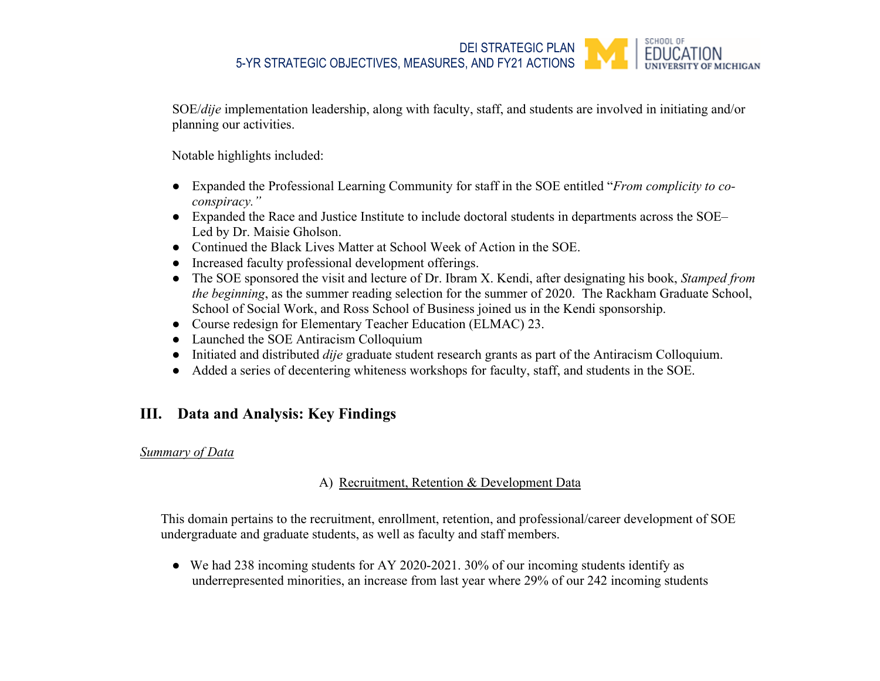SOE/*dije* implementation leadership, along with faculty, staff, and students are involved in initiating and/or planning our activities.

Notable highlights included:

- Expanded the Professional Learning Community for staff in the SOE entitled "*From complicity to co-conspiracy.*"
- Expanded the Race and Justice Institute to include doctoral students in departments across the SOE– Led by Dr. Maisie Gholson.
- Continued the Black Lives Matter at School Week of Action in the SOE.
- Increased faculty professional development offerings.
- The SOE sponsored the visit and lecture of Dr. Ibram X. Kendi, after designating his book, *Stamped from the beginning*, as the summer reading selection for the summer of 2020. The Rackham Graduate School, School of Social Work, and Ross School of Business joined us in the Kendi sponsorship.
- Course redesign for Elementary Teacher Education (ELMAC) 23.
- Launched the SOE Antiracism Colloquium
- Initiated and distributed *dije* graduate student research grants as part of the Antiracism Colloquium.
- Added a series of decentering whiteness workshops for faculty, staff, and students in the SOE.

## III. Data and Analysis: Key Findings

*Summary of Data*

### A) Recruitment, Retention & Development Data

This domain pertains to the recruitment, enrollment, retention, and professional/career development of SOE undergraduate and graduate students, as well as faculty and staff members.

- We had 238 incoming students for AY 2020-2021. 30% of our incoming students identify as underrepresented minorities, an increase from last year where 29% of our 242 incoming students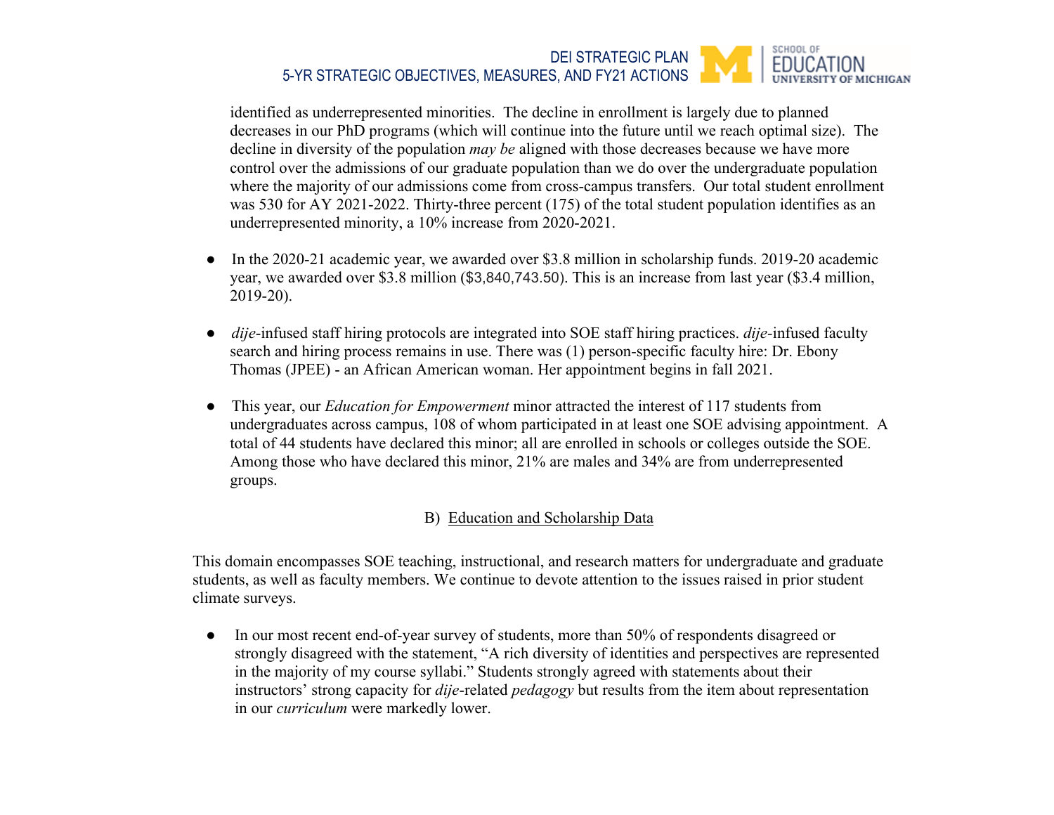identified as underrepresented minorities. The decline in enrollment is largely due to planned decreases in our PhD programs (which will continue into the future until we reach optimal size). The decline in diversity of the population *may be* aligned with those decreases because we have more control over the admissions of our graduate population than we do over the undergraduate population where the majority of our admissions come from cross-campus transfers. Our total student enrollment was 530 for AY 2021-2022. Thirty-three percent (175) of the total student population identifies as an underrepresented minority, a 10% increase from 2020-2021.

- In the 2020-21 academic year, we awarded over $3.8 million in scholarship funds. 2019-20 academic year, we awarded over $3.8 million ($3,840,743.50). This is an increase from last year ($3.4 million, 2019-20).

- *dije*-infused staff hiring protocols are integrated into SOE staff hiring practices. *dije*-infused faculty search and hiring process remains in use. There was (1) person-specific faculty hire: Dr. Ebony Thomas (JPEE) - an African American woman. Her appointment begins in fall 2021.

- This year, our *Education for Empowerment* minor attracted the interest of 117 students from undergraduates across campus, 108 of whom participated in at least one SOE advising appointment. A total of 44 students have declared this minor; all are enrolled in schools or colleges outside the SOE. Among those who have declared this minor, 21% are males and 34% are from underrepresented groups.

## B) Education and Scholarship Data

This domain encompasses SOE teaching, instructional, and research matters for undergraduate and graduate students, as well as faculty members. We continue to devote attention to the issues raised in prior student climate surveys.

- In our most recent end-of-year survey of students, more than 50% of respondents disagreed or strongly disagreed with the statement, "A rich diversity of identities and perspectives are represented in the majority of my course syllabi." Students strongly agreed with statements about their instructors' strong capacity for *dije*-related *pedagogy* but results from the item about representation in our *curriculum* were markedly lower.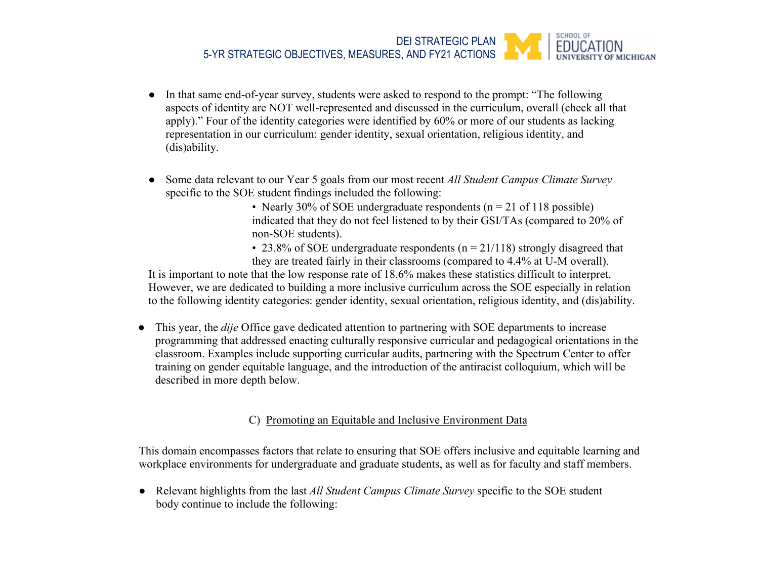- In that same end-of-year survey, students were asked to respond to the prompt: "The following aspects of identity are NOT well-represented and discussed in the curriculum, overall (check all that apply)." Four of the identity categories were identified by 60% or more of our students as lacking representation in our curriculum: gender identity, sexual orientation, religious identity, and (dis)ability.

- Some data relevant to our Year 5 goals from our most recent *All Student Campus Climate Survey* specific to the SOE student findings included the following:
  - Nearly 30% of SOE undergraduate respondents (n = 21 of 118 possible) indicated that they do not feel listened to by their GSI/TAs (compared to 20% of non-SOE students).
  - 23.8% of SOE undergraduate respondents (n = 21/118) strongly disagreed that they are treated fairly in their classrooms (compared to 4.4% at U-M overall).

It is important to note that the low response rate of 18.6% makes these statistics difficult to interpret. However, we are dedicated to building a more inclusive curriculum across the SOE especially in relation to the following identity categories: gender identity, sexual orientation, religious identity, and (dis)ability.

- This year, the *dije* Office gave dedicated attention to partnering with SOE departments to increase programming that addressed enacting culturally responsive curricular and pedagogical orientations in the classroom. Examples include supporting curricular audits, partnering with the Spectrum Center to offer training on gender equitable language, and the introduction of the antiracist colloquium, which will be described in more depth below.

### C) Promoting an Equitable and Inclusive Environment Data

This domain encompasses factors that relate to ensuring that SOE offers inclusive and equitable learning and workplace environments for undergraduate and graduate students, as well as for faculty and staff members.

- Relevant highlights from the last *All Student Campus Climate Survey* specific to the SOE student body continue to include the following: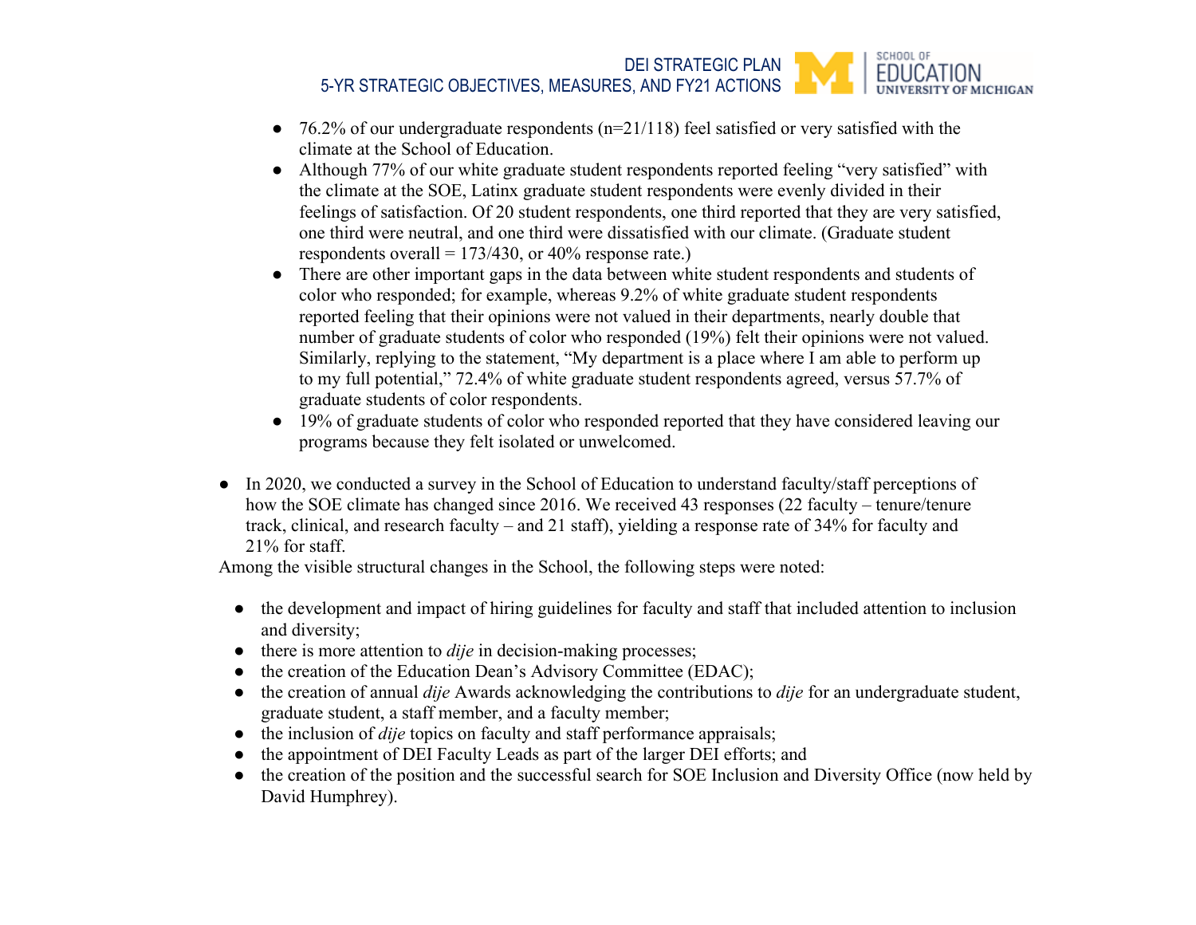- 76.2% of our undergraduate respondents (n=21/118) feel satisfied or very satisfied with the climate at the School of Education.
- Although 77% of our white graduate student respondents reported feeling “very satisfied” with the climate at the SOE, Latinx graduate student respondents were evenly divided in their feelings of satisfaction. Of 20 student respondents, one third reported that they are very satisfied, one third were neutral, and one third were dissatisfied with our climate. (Graduate student respondents overall = 173/430, or 40% response rate.)
- There are other important gaps in the data between white student respondents and students of color who responded; for example, whereas 9.2% of white graduate student respondents reported feeling that their opinions were not valued in their departments, nearly double that number of graduate students of color who responded (19%) felt their opinions were not valued. Similarly, replying to the statement, “My department is a place where I am able to perform up to my full potential,” 72.4% of white graduate student respondents agreed, versus 57.7% of graduate students of color respondents.
- 19% of graduate students of color who responded reported that they have considered leaving our programs because they felt isolated or unwelcomed.

- In 2020, we conducted a survey in the School of Education to understand faculty/staff perceptions of how the SOE climate has changed since 2016. We received 43 responses (22 faculty – tenure/tenure track, clinical, and research faculty – and 21 staff), yielding a response rate of 34% for faculty and 21% for staff.

Among the visible structural changes in the School, the following steps were noted:

- the development and impact of hiring guidelines for faculty and staff that included attention to inclusion and diversity;
- there is more attention to *dije* in decision-making processes;
- the creation of the Education Dean’s Advisory Committee (EDAC);
- the creation of annual *dije* Awards acknowledging the contributions to *dije* for an undergraduate student, graduate student, a staff member, and a faculty member;
- the inclusion of *dije* topics on faculty and staff performance appraisals;
- the appointment of DEI Faculty Leads as part of the larger DEI efforts; and
- the creation of the position and the successful search for SOE Inclusion and Diversity Office (now held by David Humphrey).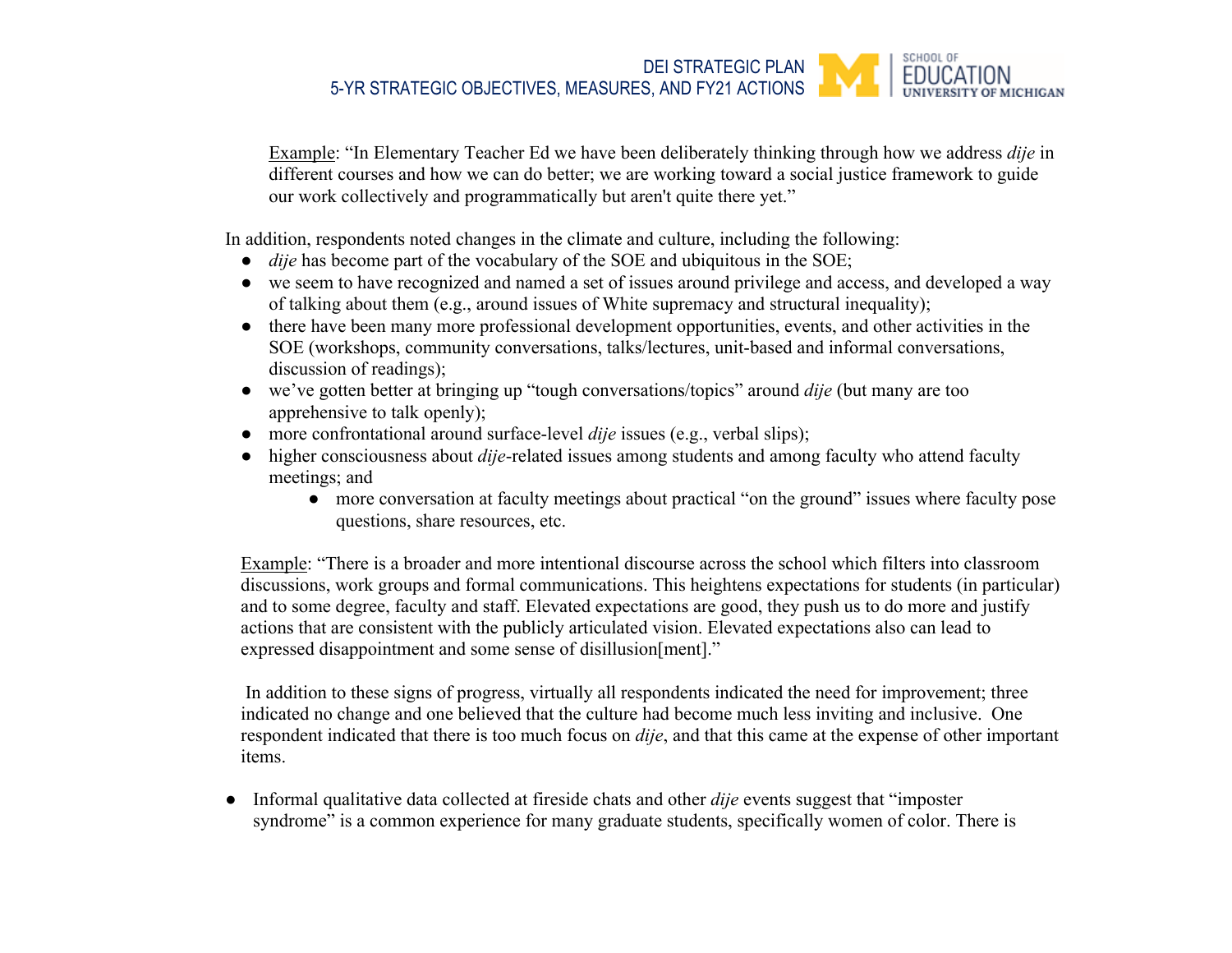<u>Example</u>: "In Elementary Teacher Ed we have been deliberately thinking through how we address *dije* in different courses and how we can do better; we are working toward a social justice framework to guide our work collectively and programmatically but aren't quite there yet."

In addition, respondents noted changes in the climate and culture, including the following:

- *dije* has become part of the vocabulary of the SOE and ubiquitous in the SOE;
- we seem to have recognized and named a set of issues around privilege and access, and developed a way of talking about them (e.g., around issues of White supremacy and structural inequality);
- there have been many more professional development opportunities, events, and other activities in the SOE (workshops, community conversations, talks/lectures, unit-based and informal conversations, discussion of readings);
- we've gotten better at bringing up "tough conversations/topics" around *dije* (but many are too apprehensive to talk openly);
- more confrontational around surface-level *dije* issues (e.g., verbal slips);
- higher consciousness about *dije*-related issues among students and among faculty who attend faculty meetings; and
    - more conversation at faculty meetings about practical "on the ground" issues where faculty pose questions, share resources, etc.

<u>Example</u>: "There is a broader and more intentional discourse across the school which filters into classroom discussions, work groups and formal communications. This heightens expectations for students (in particular) and to some degree, faculty and staff. Elevated expectations are good, they push us to do more and justify actions that are consistent with the publicly articulated vision. Elevated expectations also can lead to expressed disappointment and some sense of disillusion[ment]."

In addition to these signs of progress, virtually all respondents indicated the need for improvement; three indicated no change and one believed that the culture had become much less inviting and inclusive. One respondent indicated that there is too much focus on *dije*, and that this came at the expense of other important items.

- Informal qualitative data collected at fireside chats and other *dije* events suggest that "imposter syndrome" is a common experience for many graduate students, specifically women of color. There is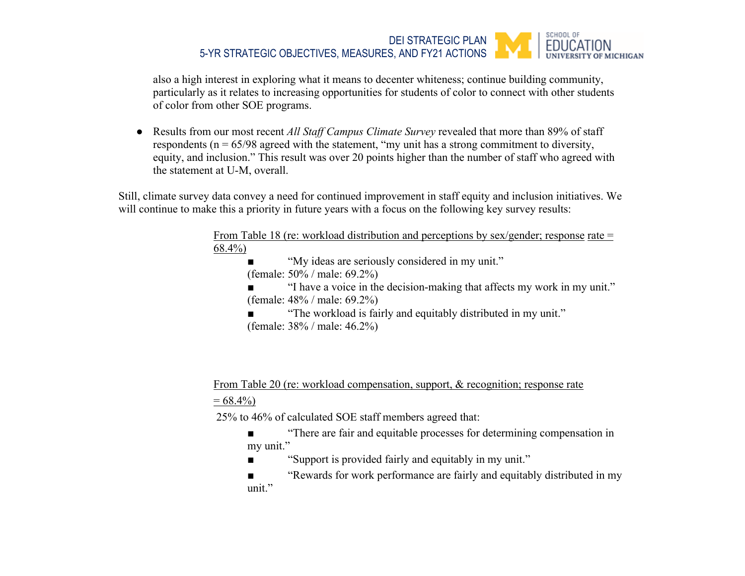also a high interest in exploring what it means to decenter whiteness; continue building community, particularly as it relates to increasing opportunities for students of color to connect with other students of color from other SOE programs.

- Results from our most recent *All Staff Campus Climate Survey* revealed that more than 89% of staff respondents (n = 65/98 agreed with the statement, "my unit has a strong commitment to diversity, equity, and inclusion." This result was over 20 points higher than the number of staff who agreed with the statement at U-M, overall.

Still, climate survey data convey a need for continued improvement in staff equity and inclusion initiatives. We will continue to make this a priority in future years with a focus on the following key survey results:

<u>From Table 18 (re: workload distribution and perceptions by sex/gender; response rate = 68.4%)</u>

- "My ideas are seriously considered in my unit." (female: 50% / male: 69.2%)
- "I have a voice in the decision-making that affects my work in my unit." (female: 48% / male: 69.2%)
- "The workload is fairly and equitably distributed in my unit." (female: 38% / male: 46.2%)

<u>From Table 20 (re: workload compensation, support, & recognition; response rate = 68.4%)</u>

25% to 46% of calculated SOE staff members agreed that:

- "There are fair and equitable processes for determining compensation in my unit."
- "Support is provided fairly and equitably in my unit."
- "Rewards for work performance are fairly and equitably distributed in my unit."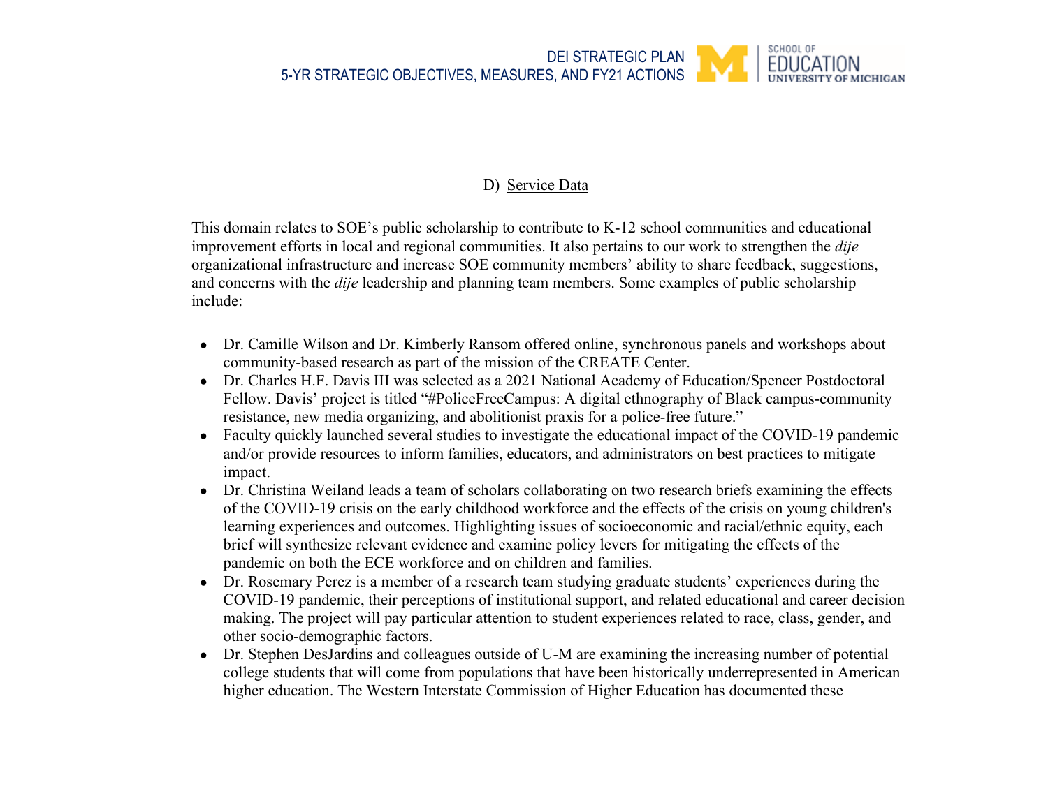## D) Service Data

This domain relates to SOE's public scholarship to contribute to K-12 school communities and educational improvement efforts in local and regional communities. It also pertains to our work to strengthen the *dije* organizational infrastructure and increase SOE community members' ability to share feedback, suggestions, and concerns with the *dije* leadership and planning team members. Some examples of public scholarship include:

- Dr. Camille Wilson and Dr. Kimberly Ransom offered online, synchronous panels and workshops about community-based research as part of the mission of the CREATE Center.
- Dr. Charles H.F. Davis III was selected as a 2021 National Academy of Education/Spencer Postdoctoral Fellow. Davis' project is titled "#PoliceFreeCampus: A digital ethnography of Black campus-community resistance, new media organizing, and abolitionist praxis for a police-free future."
- Faculty quickly launched several studies to investigate the educational impact of the COVID-19 pandemic and/or provide resources to inform families, educators, and administrators on best practices to mitigate impact.
- Dr. Christina Weiland leads a team of scholars collaborating on two research briefs examining the effects of the COVID-19 crisis on the early childhood workforce and the effects of the crisis on young children's learning experiences and outcomes. Highlighting issues of socioeconomic and racial/ethnic equity, each brief will synthesize relevant evidence and examine policy levers for mitigating the effects of the pandemic on both the ECE workforce and on children and families.
- Dr. Rosemary Perez is a member of a research team studying graduate students' experiences during the COVID-19 pandemic, their perceptions of institutional support, and related educational and career decision making. The project will pay particular attention to student experiences related to race, class, gender, and other socio-demographic factors.
- Dr. Stephen DesJardins and colleagues outside of U-M are examining the increasing number of potential college students that will come from populations that have been historically underrepresented in American higher education. The Western Interstate Commission of Higher Education has documented these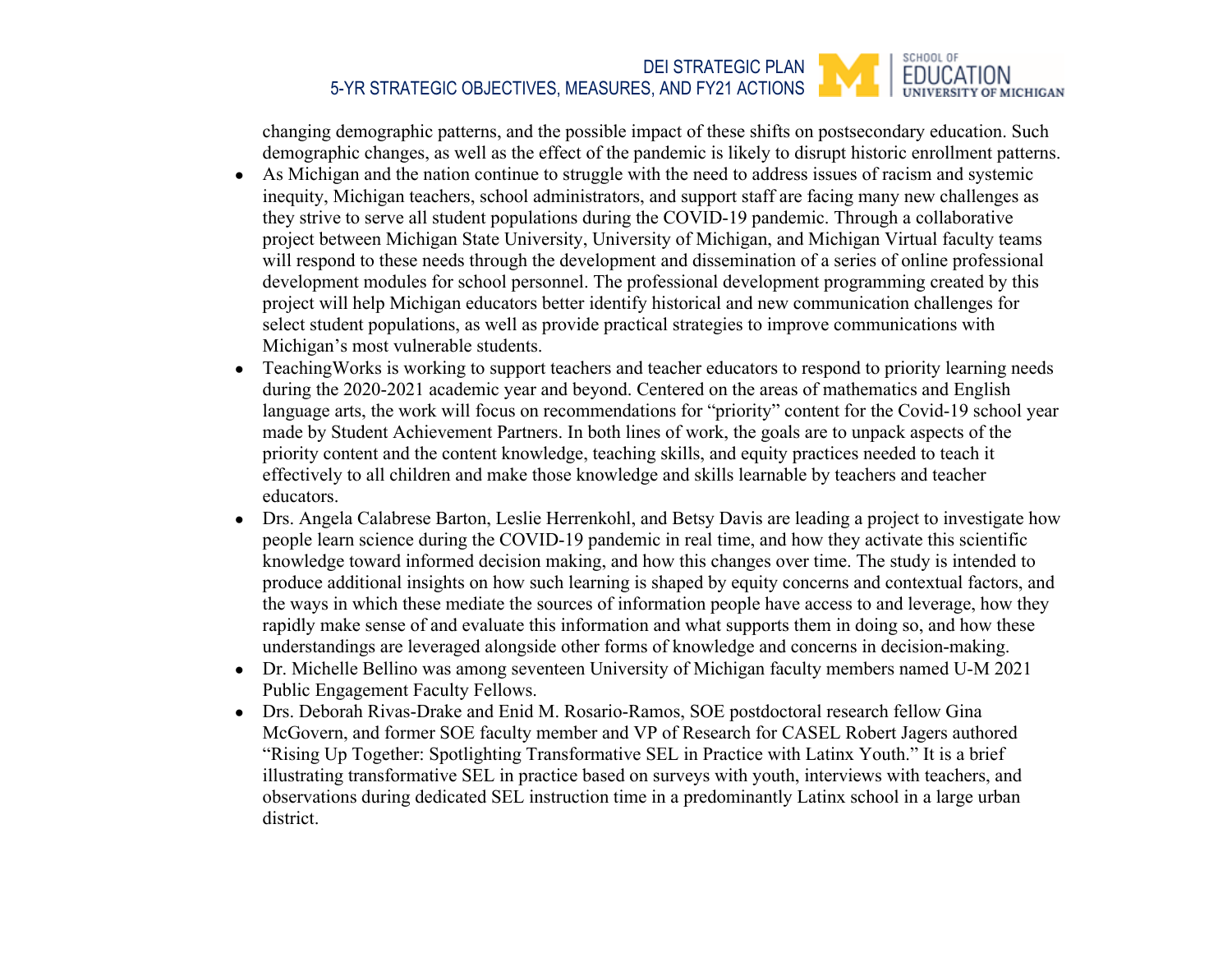changing demographic patterns, and the possible impact of these shifts on postsecondary education. Such demographic changes, as well as the effect of the pandemic is likely to disrupt historic enrollment patterns.

- As Michigan and the nation continue to struggle with the need to address issues of racism and systemic inequity, Michigan teachers, school administrators, and support staff are facing many new challenges as they strive to serve all student populations during the COVID-19 pandemic. Through a collaborative project between Michigan State University, University of Michigan, and Michigan Virtual faculty teams will respond to these needs through the development and dissemination of a series of online professional development modules for school personnel. The professional development programming created by this project will help Michigan educators better identify historical and new communication challenges for select student populations, as well as provide practical strategies to improve communications with Michigan's most vulnerable students.
- TeachingWorks is working to support teachers and teacher educators to respond to priority learning needs during the 2020-2021 academic year and beyond. Centered on the areas of mathematics and English language arts, the work will focus on recommendations for "priority" content for the Covid-19 school year made by Student Achievement Partners. In both lines of work, the goals are to unpack aspects of the priority content and the content knowledge, teaching skills, and equity practices needed to teach it effectively to all children and make those knowledge and skills learnable by teachers and teacher educators.
- Drs. Angela Calabrese Barton, Leslie Herrenkohl, and Betsy Davis are leading a project to investigate how people learn science during the COVID-19 pandemic in real time, and how they activate this scientific knowledge toward informed decision making, and how this changes over time. The study is intended to produce additional insights on how such learning is shaped by equity concerns and contextual factors, and the ways in which these mediate the sources of information people have access to and leverage, how they rapidly make sense of and evaluate this information and what supports them in doing so, and how these understandings are leveraged alongside other forms of knowledge and concerns in decision-making.
- Dr. Michelle Bellino was among seventeen University of Michigan faculty members named U-M 2021 Public Engagement Faculty Fellows.
- Drs. Deborah Rivas-Drake and Enid M. Rosario-Ramos, SOE postdoctoral research fellow Gina McGovern, and former SOE faculty member and VP of Research for CASEL Robert Jagers authored "Rising Up Together: Spotlighting Transformative SEL in Practice with Latinx Youth." It is a brief illustrating transformative SEL in practice based on surveys with youth, interviews with teachers, and observations during dedicated SEL instruction time in a predominantly Latinx school in a large urban district.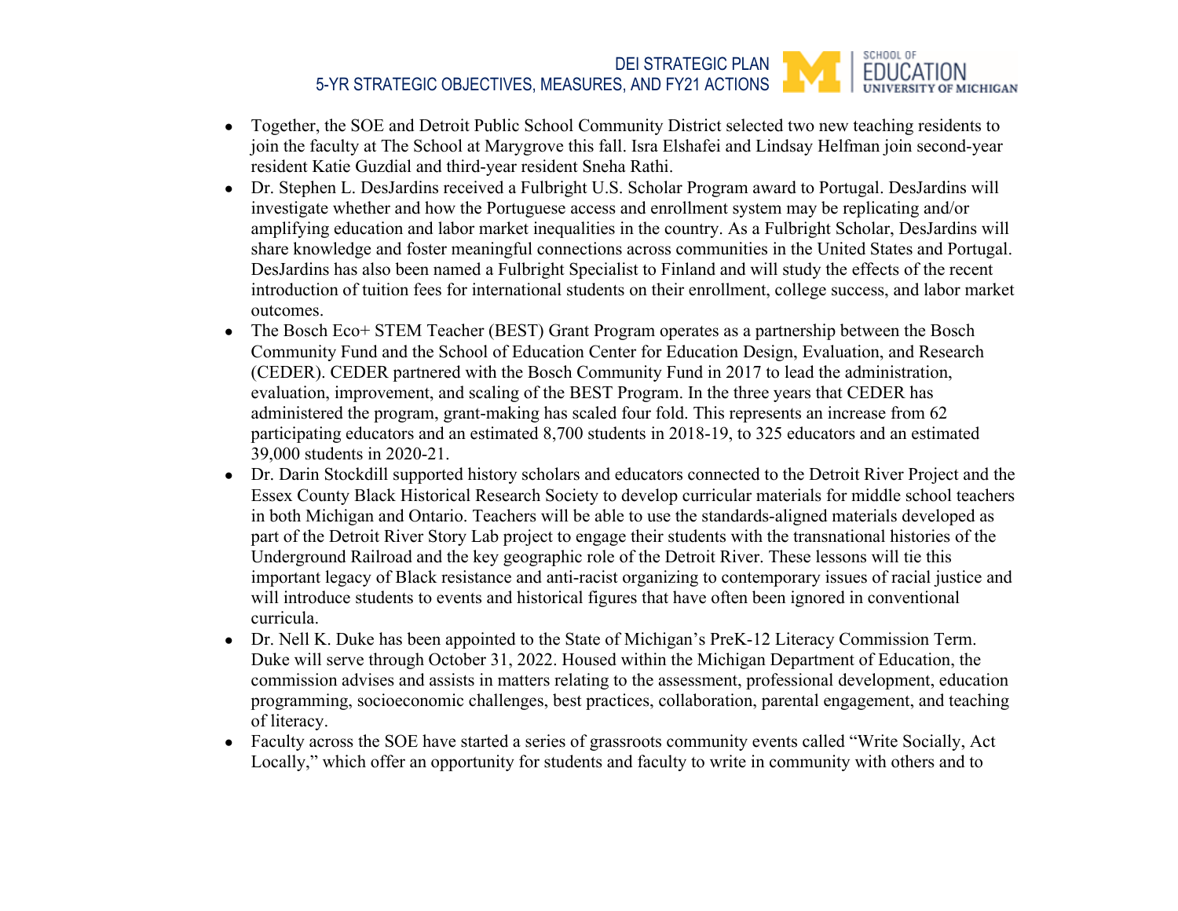- Together, the SOE and Detroit Public School Community District selected two new teaching residents to join the faculty at The School at Marygrove this fall. Isra Elshafei and Lindsay Helfman join second-year resident Katie Guzdial and third-year resident Sneha Rathi.
- Dr. Stephen L. DesJardins received a Fulbright U.S. Scholar Program award to Portugal. DesJardins will investigate whether and how the Portuguese access and enrollment system may be replicating and/or amplifying education and labor market inequalities in the country. As a Fulbright Scholar, DesJardins will share knowledge and foster meaningful connections across communities in the United States and Portugal. DesJardins has also been named a Fulbright Specialist to Finland and will study the effects of the recent introduction of tuition fees for international students on their enrollment, college success, and labor market outcomes.
- The Bosch Eco+ STEM Teacher (BEST) Grant Program operates as a partnership between the Bosch Community Fund and the School of Education Center for Education Design, Evaluation, and Research (CEDER). CEDER partnered with the Bosch Community Fund in 2017 to lead the administration, evaluation, improvement, and scaling of the BEST Program. In the three years that CEDER has administered the program, grant-making has scaled four fold. This represents an increase from 62 participating educators and an estimated 8,700 students in 2018-19, to 325 educators and an estimated 39,000 students in 2020-21.
- Dr. Darin Stockdill supported history scholars and educators connected to the Detroit River Project and the Essex County Black Historical Research Society to develop curricular materials for middle school teachers in both Michigan and Ontario. Teachers will be able to use the standards-aligned materials developed as part of the Detroit River Story Lab project to engage their students with the transnational histories of the Underground Railroad and the key geographic role of the Detroit River. These lessons will tie this important legacy of Black resistance and anti-racist organizing to contemporary issues of racial justice and will introduce students to events and historical figures that have often been ignored in conventional curricula.
- Dr. Nell K. Duke has been appointed to the State of Michigan's PreK-12 Literacy Commission Term. Duke will serve through October 31, 2022. Housed within the Michigan Department of Education, the commission advises and assists in matters relating to the assessment, professional development, education programming, socioeconomic challenges, best practices, collaboration, parental engagement, and teaching of literacy.
- Faculty across the SOE have started a series of grassroots community events called "Write Socially, Act Locally," which offer an opportunity for students and faculty to write in community with others and to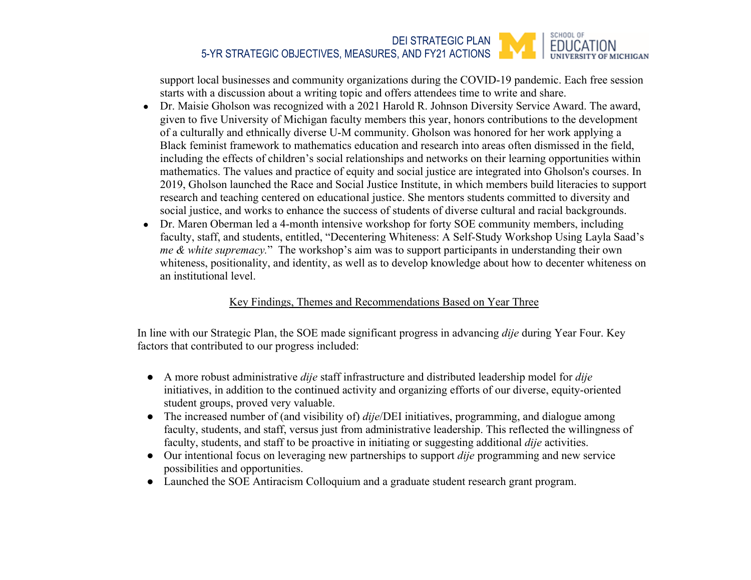support local businesses and community organizations during the COVID-19 pandemic. Each free session starts with a discussion about a writing topic and offers attendees time to write and share.

- Dr. Maisie Gholson was recognized with a 2021 Harold R. Johnson Diversity Service Award. The award, given to five University of Michigan faculty members this year, honors contributions to the development of a culturally and ethnically diverse U-M community. Gholson was honored for her work applying a Black feminist framework to mathematics education and research into areas often dismissed in the field, including the effects of children's social relationships and networks on their learning opportunities within mathematics. The values and practice of equity and social justice are integrated into Gholson's courses. In 2019, Gholson launched the Race and Social Justice Institute, in which members build literacies to support research and teaching centered on educational justice. She mentors students committed to diversity and social justice, and works to enhance the success of students of diverse cultural and racial backgrounds.
- Dr. Maren Oberman led a 4-month intensive workshop for forty SOE community members, including faculty, staff, and students, entitled, "Decentering Whiteness: A Self-Study Workshop Using Layla Saad's *me & white supremacy.*" The workshop's aim was to support participants in understanding their own whiteness, positionality, and identity, as well as to develop knowledge about how to decenter whiteness on an institutional level.

## Key Findings, Themes and Recommendations Based on Year Three

In line with our Strategic Plan, the SOE made significant progress in advancing *dije* during Year Four. Key factors that contributed to our progress included:

- A more robust administrative *dije* staff infrastructure and distributed leadership model for *dije* initiatives, in addition to the continued activity and organizing efforts of our diverse, equity-oriented student groups, proved very valuable.
- The increased number of (and visibility of) *dije*/DEI initiatives, programming, and dialogue among faculty, students, and staff, versus just from administrative leadership. This reflected the willingness of faculty, students, and staff to be proactive in initiating or suggesting additional *dije* activities.
- Our intentional focus on leveraging new partnerships to support *dije* programming and new service possibilities and opportunities.
- Launched the SOE Antiracism Colloquium and a graduate student research grant program.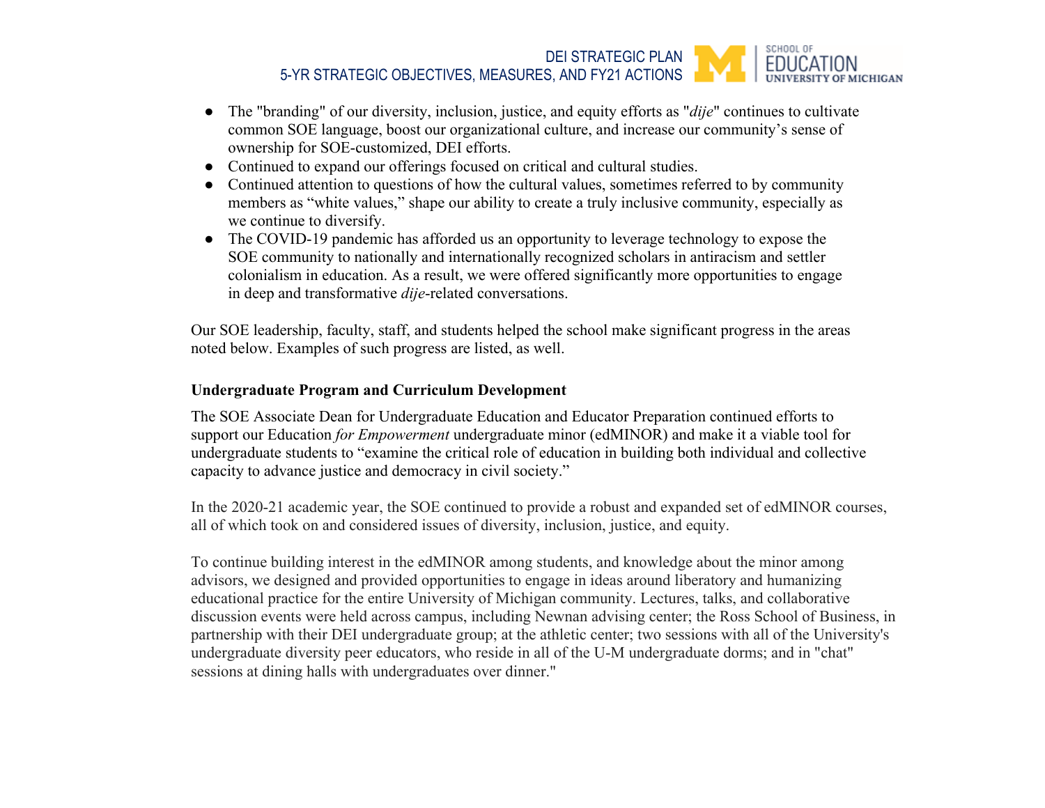- The "branding" of our diversity, inclusion, justice, and equity efforts as "*dije*" continues to cultivate common SOE language, boost our organizational culture, and increase our community's sense of ownership for SOE-customized, DEI efforts.
- Continued to expand our offerings focused on critical and cultural studies.
- Continued attention to questions of how the cultural values, sometimes referred to by community members as "white values," shape our ability to create a truly inclusive community, especially as we continue to diversify.
- The COVID-19 pandemic has afforded us an opportunity to leverage technology to expose the SOE community to nationally and internationally recognized scholars in antiracism and settler colonialism in education. As a result, we were offered significantly more opportunities to engage in deep and transformative *dije*-related conversations.

Our SOE leadership, faculty, staff, and students helped the school make significant progress in the areas noted below. Examples of such progress are listed, as well.

**Undergraduate Program and Curriculum Development**

The SOE Associate Dean for Undergraduate Education and Educator Preparation continued efforts to support our Education *for Empowerment* undergraduate minor (edMINOR) and make it a viable tool for undergraduate students to "examine the critical role of education in building both individual and collective capacity to advance justice and democracy in civil society."

In the 2020-21 academic year, the SOE continued to provide a robust and expanded set of edMINOR courses, all of which took on and considered issues of diversity, inclusion, justice, and equity.

To continue building interest in the edMINOR among students, and knowledge about the minor among advisors, we designed and provided opportunities to engage in ideas around liberatory and humanizing educational practice for the entire University of Michigan community. Lectures, talks, and collaborative discussion events were held across campus, including Newnan advising center; the Ross School of Business, in partnership with their DEI undergraduate group; at the athletic center; two sessions with all of the University's undergraduate diversity peer educators, who reside in all of the U-M undergraduate dorms; and in "chat" sessions at dining halls with undergraduates over dinner."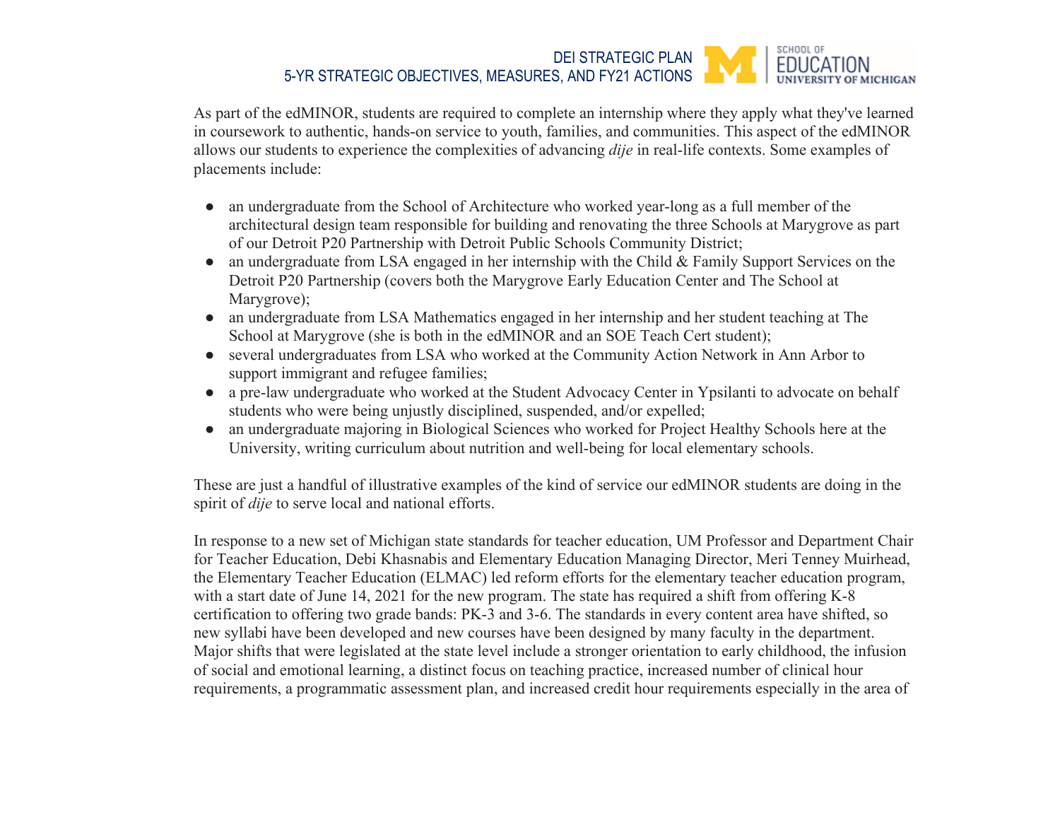As part of the edMINOR, students are required to complete an internship where they apply what they've learned in coursework to authentic, hands-on service to youth, families, and communities. This aspect of the edMINOR allows our students to experience the complexities of advancing *dije* in real-life contexts. Some examples of placements include:

- an undergraduate from the School of Architecture who worked year-long as a full member of the architectural design team responsible for building and renovating the three Schools at Marygrove as part of our Detroit P20 Partnership with Detroit Public Schools Community District;
- an undergraduate from LSA engaged in her internship with the Child & Family Support Services on the Detroit P20 Partnership (covers both the Marygrove Early Education Center and The School at Marygrove);
- an undergraduate from LSA Mathematics engaged in her internship and her student teaching at The School at Marygrove (she is both in the edMINOR and an SOE Teach Cert student);
- several undergraduates from LSA who worked at the Community Action Network in Ann Arbor to support immigrant and refugee families;
- a pre-law undergraduate who worked at the Student Advocacy Center in Ypsilanti to advocate on behalf students who were being unjustly disciplined, suspended, and/or expelled;
- an undergraduate majoring in Biological Sciences who worked for Project Healthy Schools here at the University, writing curriculum about nutrition and well-being for local elementary schools.

These are just a handful of illustrative examples of the kind of service our edMINOR students are doing in the spirit of *dije* to serve local and national efforts.

In response to a new set of Michigan state standards for teacher education, UM Professor and Department Chair for Teacher Education, Debi Khasnabis and Elementary Education Managing Director, Meri Tenney Muirhead, the Elementary Teacher Education (ELMAC) led reform efforts for the elementary teacher education program, with a start date of June 14, 2021 for the new program. The state has required a shift from offering K-8 certification to offering two grade bands: PK-3 and 3-6. The standards in every content area have shifted, so new syllabi have been developed and new courses have been designed by many faculty in the department. Major shifts that were legislated at the state level include a stronger orientation to early childhood, the infusion of social and emotional learning, a distinct focus on teaching practice, increased number of clinical hour requirements, a programmatic assessment plan, and increased credit hour requirements especially in the area of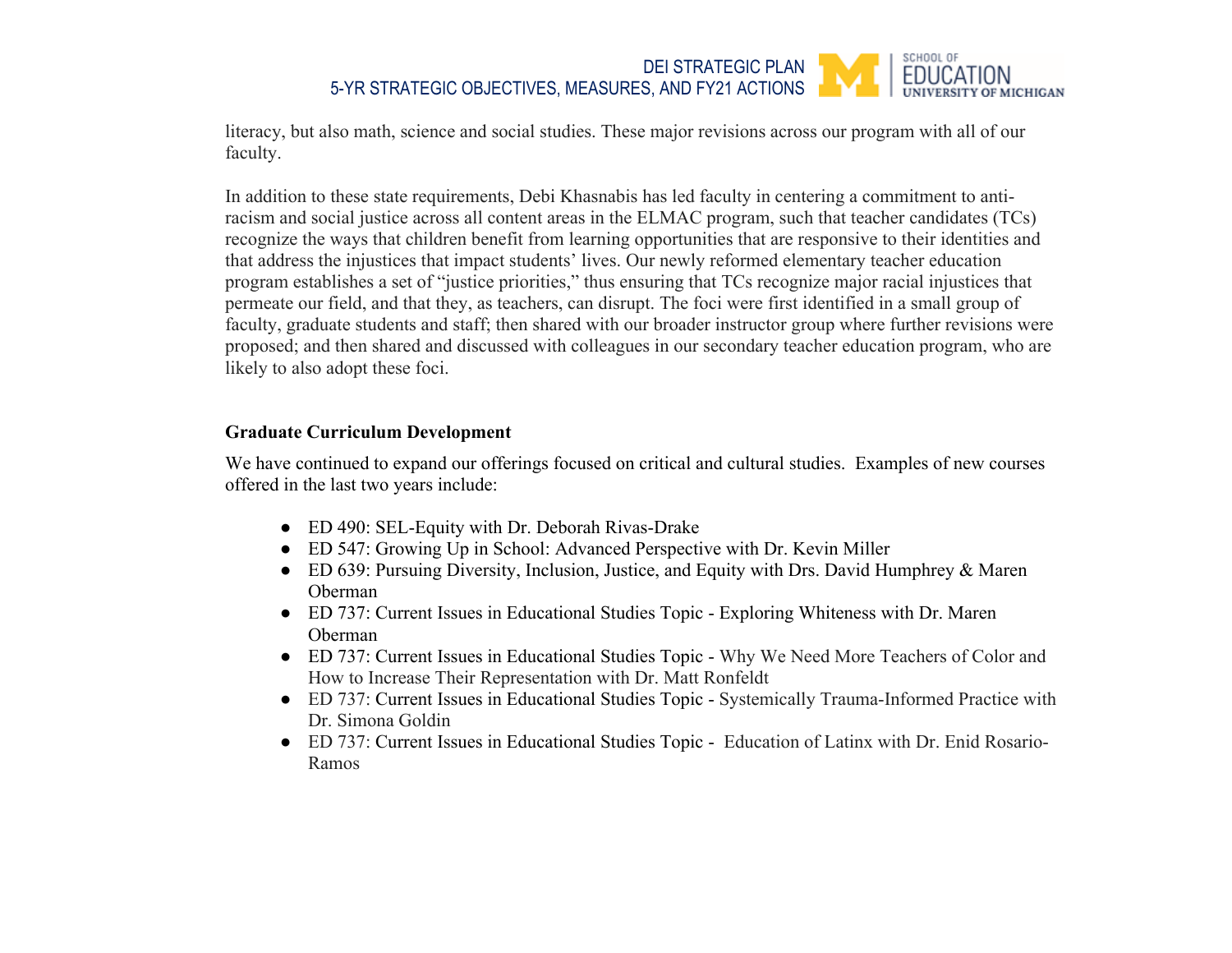literacy, but also math, science and social studies. These major revisions across our program with all of our faculty.

In addition to these state requirements, Debi Khasnabis has led faculty in centering a commitment to anti-racism and social justice across all content areas in the ELMAC program, such that teacher candidates (TCs) recognize the ways that children benefit from learning opportunities that are responsive to their identities and that address the injustices that impact students' lives. Our newly reformed elementary teacher education program establishes a set of "justice priorities," thus ensuring that TCs recognize major racial injustices that permeate our field, and that they, as teachers, can disrupt. The foci were first identified in a small group of faculty, graduate students and staff; then shared with our broader instructor group where further revisions were proposed; and then shared and discussed with colleagues in our secondary teacher education program, who are likely to also adopt these foci.

**Graduate Curriculum Development**

We have continued to expand our offerings focused on critical and cultural studies. Examples of new courses offered in the last two years include:

- ED 490: SEL-Equity with Dr. Deborah Rivas-Drake
- ED 547: Growing Up in School: Advanced Perspective with Dr. Kevin Miller
- ED 639: Pursuing Diversity, Inclusion, Justice, and Equity with Drs. David Humphrey & Maren Oberman
- ED 737: Current Issues in Educational Studies Topic - Exploring Whiteness with Dr. Maren Oberman
- ED 737: Current Issues in Educational Studies Topic - Why We Need More Teachers of Color and How to Increase Their Representation with Dr. Matt Ronfeldt
- ED 737: Current Issues in Educational Studies Topic - Systemically Trauma-Informed Practice with Dr. Simona Goldin
- ED 737: Current Issues in Educational Studies Topic - Education of Latinx with Dr. Enid Rosario-Ramos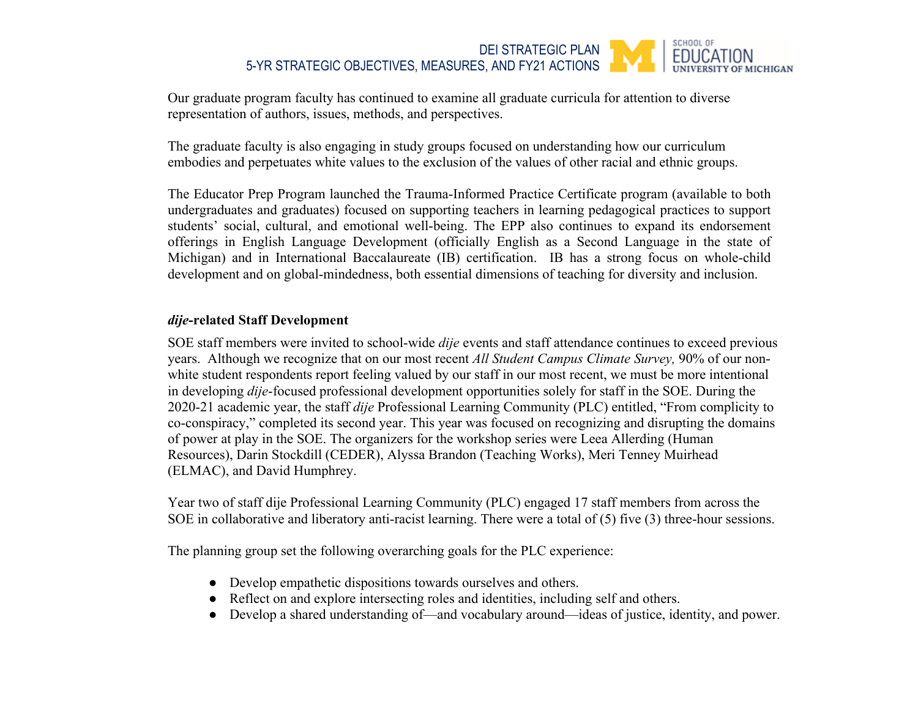Our graduate program faculty has continued to examine all graduate curricula for attention to diverse representation of authors, issues, methods, and perspectives.

The graduate faculty is also engaging in study groups focused on understanding how our curriculum embodies and perpetuates white values to the exclusion of the values of other racial and ethnic groups.

The Educator Prep Program launched the Trauma-Informed Practice Certificate program (available to both undergraduates and graduates) focused on supporting teachers in learning pedagogical practices to support students' social, cultural, and emotional well-being. The EPP also continues to expand its endorsement offerings in English Language Development (officially English as a Second Language in the state of Michigan) and in International Baccalaureate (IB) certification. IB has a strong focus on whole-child development and on global-mindedness, both essential dimensions of teaching for diversity and inclusion.

### ***dije*-related Staff Development**

SOE staff members were invited to school-wide *dije* events and staff attendance continues to exceed previous years. Although we recognize that on our most recent *All Student Campus Climate Survey,* 90% of our non-white student respondents report feeling valued by our staff in our most recent, we must be more intentional in developing *dije*-focused professional development opportunities solely for staff in the SOE. During the 2020-21 academic year, the staff *dije* Professional Learning Community (PLC) entitled, "From complicity to co-conspiracy," completed its second year. This year was focused on recognizing and disrupting the domains of power at play in the SOE. The organizers for the workshop series were Leea Allerding (Human Resources), Darin Stockdill (CEDER), Alyssa Brandon (Teaching Works), Meri Tenney Muirhead (ELMAC), and David Humphrey.

Year two of staff dije Professional Learning Community (PLC) engaged 17 staff members from across the SOE in collaborative and liberatory anti-racist learning. There were a total of (5) five (3) three-hour sessions.

The planning group set the following overarching goals for the PLC experience:

- Develop empathetic dispositions towards ourselves and others.
- Reflect on and explore intersecting roles and identities, including self and others.
- Develop a shared understanding of—and vocabulary around—ideas of justice, identity, and power.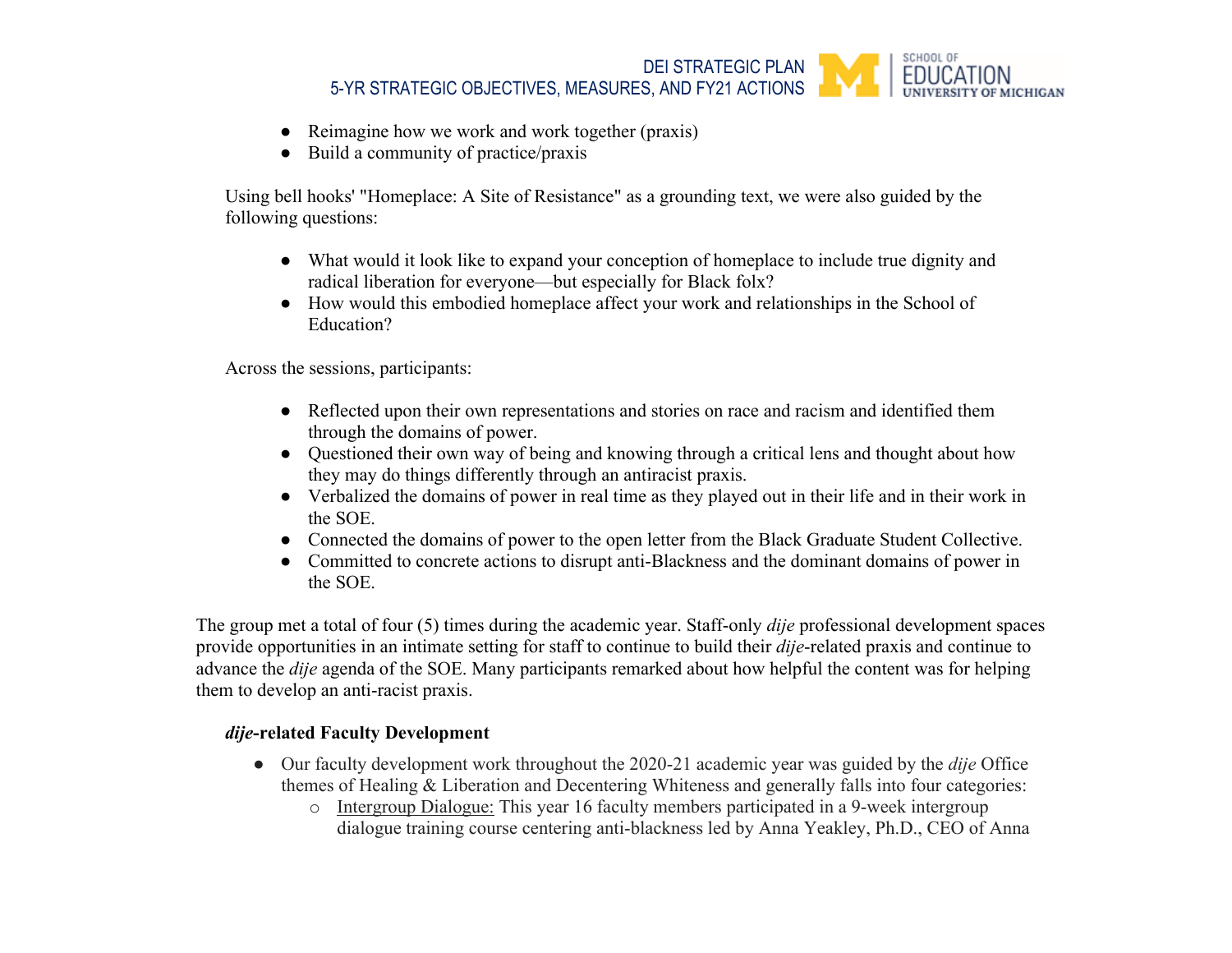- Reimagine how we work and work together (praxis)
- Build a community of practice/praxis

Using bell hooks' "Homeplace: A Site of Resistance" as a grounding text, we were also guided by the following questions:

- What would it look like to expand your conception of homeplace to include true dignity and radical liberation for everyone—but especially for Black folx?
- How would this embodied homeplace affect your work and relationships in the School of Education?

Across the sessions, participants:

- Reflected upon their own representations and stories on race and racism and identified them through the domains of power.
- Questioned their own way of being and knowing through a critical lens and thought about how they may do things differently through an antiracist praxis.
- Verbalized the domains of power in real time as they played out in their life and in their work in the SOE.
- Connected the domains of power to the open letter from the Black Graduate Student Collective.
- Committed to concrete actions to disrupt anti-Blackness and the dominant domains of power in the SOE.

The group met a total of four (5) times during the academic year. Staff-only *dije* professional development spaces provide opportunities in an intimate setting for staff to continue to build their *dije*-related praxis and continue to advance the *dije* agenda of the SOE. Many participants remarked about how helpful the content was for helping them to develop an anti-racist praxis.

### ***dije*-related Faculty Development**

- Our faculty development work throughout the 2020-21 academic year was guided by the *dije* Office themes of Healing & Liberation and Decentering Whiteness and generally falls into four categories:
  - Intergroup Dialogue: This year 16 faculty members participated in a 9-week intergroup dialogue training course centering anti-blackness led by Anna Yeakley, Ph.D., CEO of Anna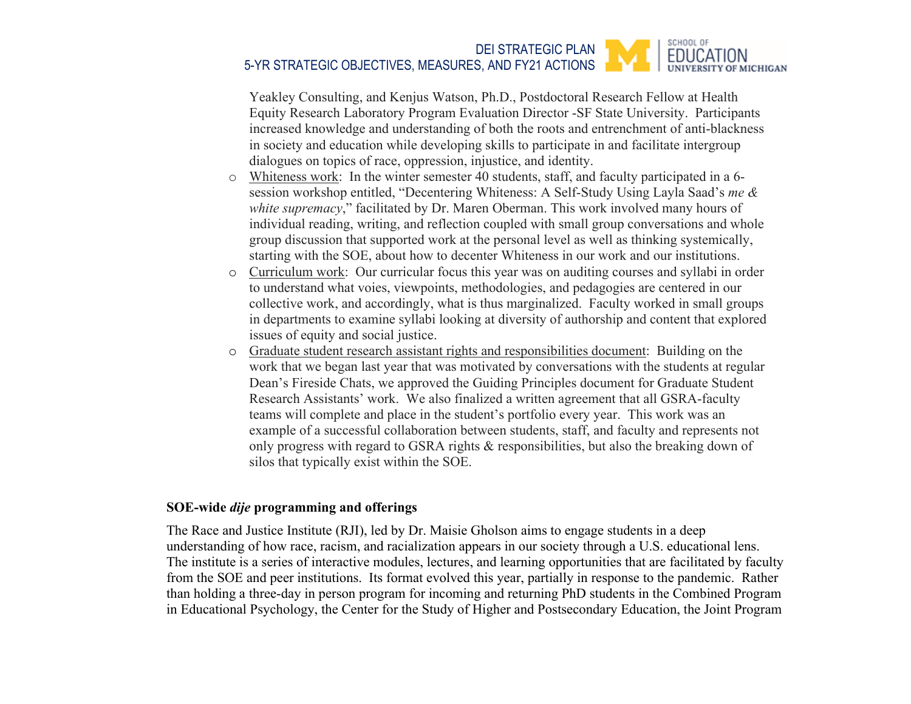Yeakley Consulting, and Kenjus Watson, Ph.D., Postdoctoral Research Fellow at Health Equity Research Laboratory Program Evaluation Director -SF State University. Participants increased knowledge and understanding of both the roots and entrenchment of anti-blackness in society and education while developing skills to participate in and facilitate intergroup dialogues on topics of race, oppression, injustice, and identity.

- Whiteness work: In the winter semester 40 students, staff, and faculty participated in a 6-session workshop entitled, "Decentering Whiteness: A Self-Study Using Layla Saad's *me & white supremacy*," facilitated by Dr. Maren Oberman. This work involved many hours of individual reading, writing, and reflection coupled with small group conversations and whole group discussion that supported work at the personal level as well as thinking systemically, starting with the SOE, about how to decenter Whiteness in our work and our institutions.
- Curriculum work: Our curricular focus this year was on auditing courses and syllabi in order to understand what voies, viewpoints, methodologies, and pedagogies are centered in our collective work, and accordingly, what is thus marginalized. Faculty worked in small groups in departments to examine syllabi looking at diversity of authorship and content that explored issues of equity and social justice.
- Graduate student research assistant rights and responsibilities document: Building on the work that we began last year that was motivated by conversations with the students at regular Dean's Fireside Chats, we approved the Guiding Principles document for Graduate Student Research Assistants' work. We also finalized a written agreement that all GSRA-faculty teams will complete and place in the student's portfolio every year. This work was an example of a successful collaboration between students, staff, and faculty and represents not only progress with regard to GSRA rights & responsibilities, but also the breaking down of silos that typically exist within the SOE.

**SOE-wide *dije* programming and offerings**

The Race and Justice Institute (RJI), led by Dr. Maisie Gholson aims to engage students in a deep understanding of how race, racism, and racialization appears in our society through a U.S. educational lens. The institute is a series of interactive modules, lectures, and learning opportunities that are facilitated by faculty from the SOE and peer institutions. Its format evolved this year, partially in response to the pandemic. Rather than holding a three-day in person program for incoming and returning PhD students in the Combined Program in Educational Psychology, the Center for the Study of Higher and Postsecondary Education, the Joint Program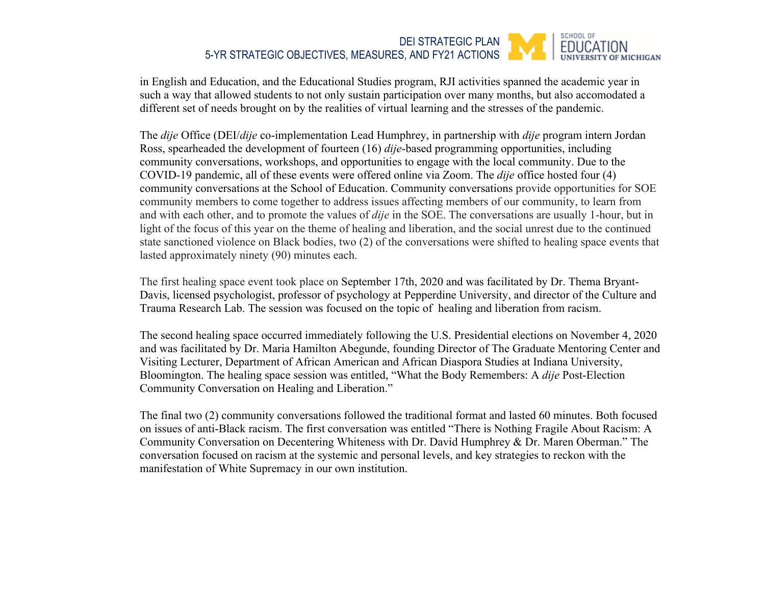in English and Education, and the Educational Studies program, RJI activities spanned the academic year in such a way that allowed students to not only sustain participation over many months, but also accomodated a different set of needs brought on by the realities of virtual learning and the stresses of the pandemic.

The *dije* Office (DEI/*dije* co-implementation Lead Humphrey, in partnership with *dije* program intern Jordan Ross, spearheaded the development of fourteen (16) *dije*-based programming opportunities, including community conversations, workshops, and opportunities to engage with the local community. Due to the COVID-19 pandemic, all of these events were offered online via Zoom. The *dije* office hosted four (4) community conversations at the School of Education. Community conversations provide opportunities for SOE community members to come together to address issues affecting members of our community, to learn from and with each other, and to promote the values of *dije* in the SOE. The conversations are usually 1-hour, but in light of the focus of this year on the theme of healing and liberation, and the social unrest due to the continued state sanctioned violence on Black bodies, two (2) of the conversations were shifted to healing space events that lasted approximately ninety (90) minutes each.

The first healing space event took place on September 17th, 2020 and was facilitated by Dr. Thema Bryant-Davis, licensed psychologist, professor of psychology at Pepperdine University, and director of the Culture and Trauma Research Lab. The session was focused on the topic of healing and liberation from racism.

The second healing space occurred immediately following the U.S. Presidential elections on November 4, 2020 and was facilitated by Dr. Maria Hamilton Abegunde, founding Director of The Graduate Mentoring Center and Visiting Lecturer, Department of African American and African Diaspora Studies at Indiana University, Bloomington. The healing space session was entitled, "What the Body Remembers: A *dije* Post-Election Community Conversation on Healing and Liberation."

The final two (2) community conversations followed the traditional format and lasted 60 minutes. Both focused on issues of anti-Black racism. The first conversation was entitled "There is Nothing Fragile About Racism: A Community Conversation on Decentering Whiteness with Dr. David Humphrey & Dr. Maren Oberman." The conversation focused on racism at the systemic and personal levels, and key strategies to reckon with the manifestation of White Supremacy in our own institution.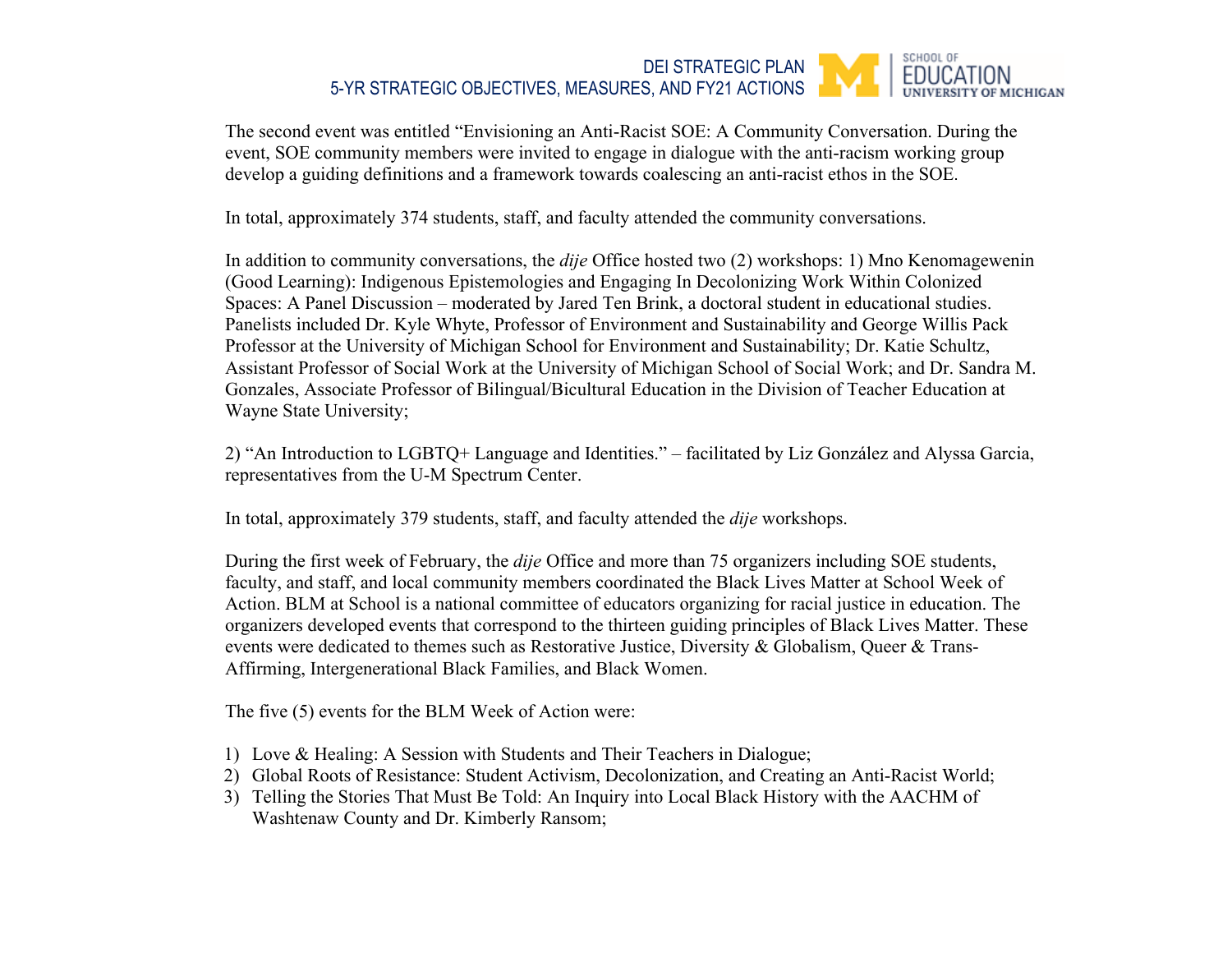The second event was entitled "Envisioning an Anti-Racist SOE: A Community Conversation. During the event, SOE community members were invited to engage in dialogue with the anti-racism working group develop a guiding definitions and a framework towards coalescing an anti-racist ethos in the SOE.

In total, approximately 374 students, staff, and faculty attended the community conversations.

In addition to community conversations, the *dije* Office hosted two (2) workshops: 1) Mno Kenomagewenin (Good Learning): Indigenous Epistemologies and Engaging In Decolonizing Work Within Colonized Spaces: A Panel Discussion – moderated by Jared Ten Brink, a doctoral student in educational studies. Panelists included Dr. Kyle Whyte, Professor of Environment and Sustainability and George Willis Pack Professor at the University of Michigan School for Environment and Sustainability; Dr. Katie Schultz, Assistant Professor of Social Work at the University of Michigan School of Social Work; and Dr. Sandra M. Gonzales, Associate Professor of Bilingual/Bicultural Education in the Division of Teacher Education at Wayne State University;

2) "An Introduction to LGBTQ+ Language and Identities." – facilitated by Liz González and Alyssa Garcia, representatives from the U-M Spectrum Center.

In total, approximately 379 students, staff, and faculty attended the *dije* workshops.

During the first week of February, the *dije* Office and more than 75 organizers including SOE students, faculty, and staff, and local community members coordinated the Black Lives Matter at School Week of Action. BLM at School is a national committee of educators organizing for racial justice in education. The organizers developed events that correspond to the thirteen guiding principles of Black Lives Matter. These events were dedicated to themes such as Restorative Justice, Diversity & Globalism, Queer & Trans-Affirming, Intergenerational Black Families, and Black Women.

The five (5) events for the BLM Week of Action were:

1) Love & Healing: A Session with Students and Their Teachers in Dialogue;
2) Global Roots of Resistance: Student Activism, Decolonization, and Creating an Anti-Racist World;
3) Telling the Stories That Must Be Told: An Inquiry into Local Black History with the AACHM of Washtenaw County and Dr. Kimberly Ransom;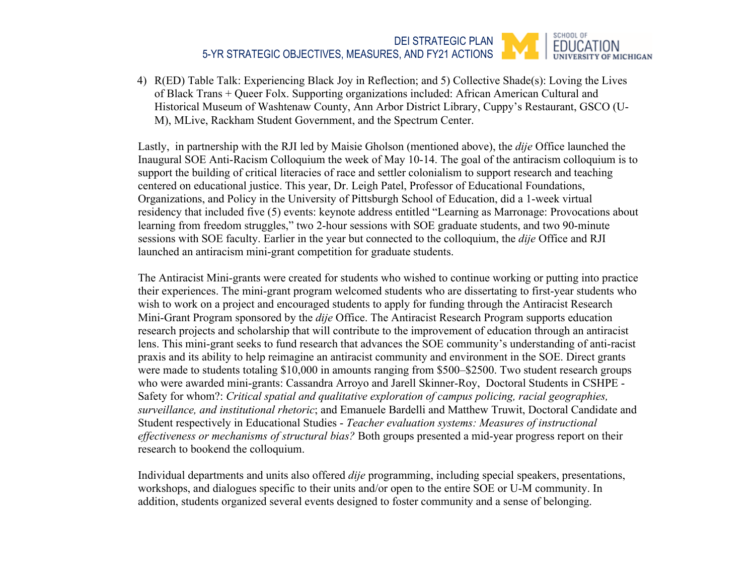4) R(ED) Table Talk: Experiencing Black Joy in Reflection; and 5) Collective Shade(s): Loving the Lives of Black Trans + Queer Folx. Supporting organizations included: African American Cultural and Historical Museum of Washtenaw County, Ann Arbor District Library, Cuppy's Restaurant, GSCO (U-M), MLive, Rackham Student Government, and the Spectrum Center.

Lastly, in partnership with the RJI led by Maisie Gholson (mentioned above), the *dije* Office launched the Inaugural SOE Anti-Racism Colloquium the week of May 10-14. The goal of the antiracism colloquium is to support the building of critical literacies of race and settler colonialism to support research and teaching centered on educational justice. This year, Dr. Leigh Patel, Professor of Educational Foundations, Organizations, and Policy in the University of Pittsburgh School of Education, did a 1-week virtual residency that included five (5) events: keynote address entitled "Learning as Marronage: Provocations about learning from freedom struggles," two 2-hour sessions with SOE graduate students, and two 90-minute sessions with SOE faculty. Earlier in the year but connected to the colloquium, the *dije* Office and RJI launched an antiracism mini-grant competition for graduate students.

The Antiracist Mini-grants were created for students who wished to continue working or putting into practice their experiences. The mini-grant program welcomed students who are dissertating to first-year students who wish to work on a project and encouraged students to apply for funding through the Antiracist Research Mini-Grant Program sponsored by the *dije* Office. The Antiracist Research Program supports education research projects and scholarship that will contribute to the improvement of education through an antiracist lens. This mini-grant seeks to fund research that advances the SOE community's understanding of anti-racist praxis and its ability to help reimagine an antiracist community and environment in the SOE. Direct grants were made to students totaling $10,000 in amounts ranging from $500–$2500. Two student research groups who were awarded mini-grants: Cassandra Arroyo and Jarell Skinner-Roy, Doctoral Students in CSHPE - Safety for whom?: *Critical spatial and qualitative exploration of campus policing, racial geographies, surveillance, and institutional rhetoric*; and Emanuele Bardelli and Matthew Truwit, Doctoral Candidate and Student respectively in Educational Studies - *Teacher evaluation systems: Measures of instructional effectiveness or mechanisms of structural bias?* Both groups presented a mid-year progress report on their research to bookend the colloquium.

Individual departments and units also offered *dije* programming, including special speakers, presentations, workshops, and dialogues specific to their units and/or open to the entire SOE or U-M community. In addition, students organized several events designed to foster community and a sense of belonging.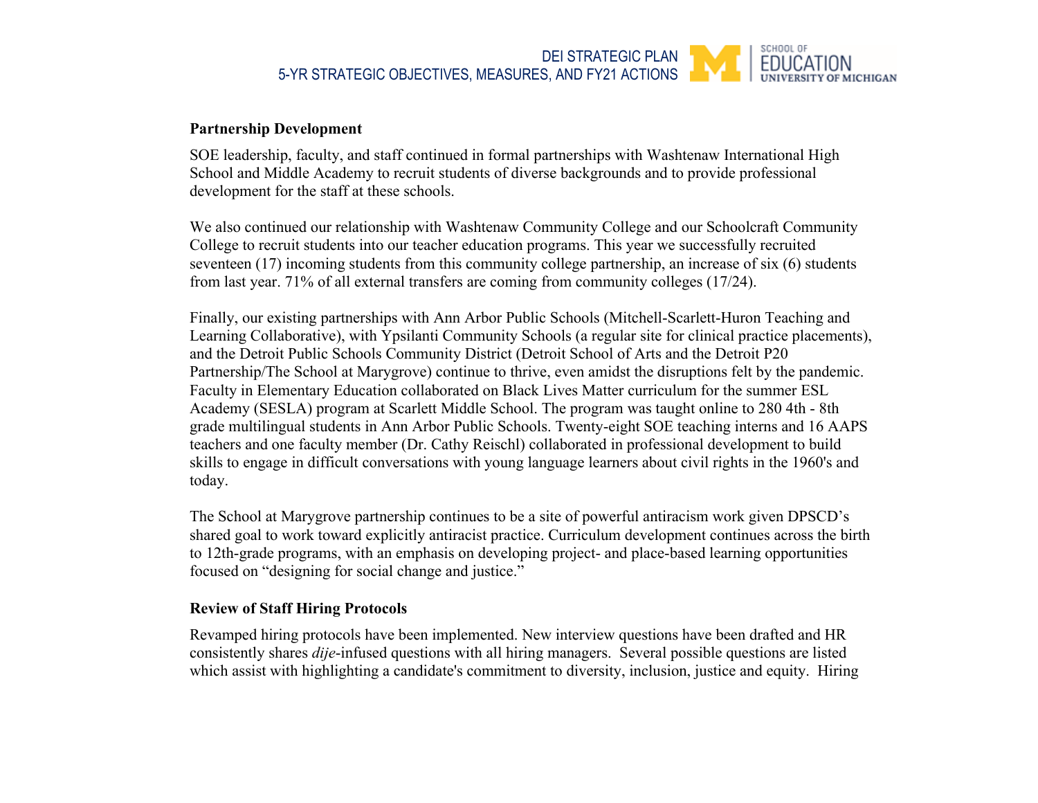**Partnership Development**

SOE leadership, faculty, and staff continued in formal partnerships with Washtenaw International High School and Middle Academy to recruit students of diverse backgrounds and to provide professional development for the staff at these schools.

We also continued our relationship with Washtenaw Community College and our Schoolcraft Community College to recruit students into our teacher education programs. This year we successfully recruited seventeen (17) incoming students from this community college partnership, an increase of six (6) students from last year. 71% of all external transfers are coming from community colleges (17/24).

Finally, our existing partnerships with Ann Arbor Public Schools (Mitchell-Scarlett-Huron Teaching and Learning Collaborative), with Ypsilanti Community Schools (a regular site for clinical practice placements), and the Detroit Public Schools Community District (Detroit School of Arts and the Detroit P20 Partnership/The School at Marygrove) continue to thrive, even amidst the disruptions felt by the pandemic. Faculty in Elementary Education collaborated on Black Lives Matter curriculum for the summer ESL Academy (SESLA) program at Scarlett Middle School. The program was taught online to 280 4th - 8th grade multilingual students in Ann Arbor Public Schools. Twenty-eight SOE teaching interns and 16 AAPS teachers and one faculty member (Dr. Cathy Reischl) collaborated in professional development to build skills to engage in difficult conversations with young language learners about civil rights in the 1960's and today.

The School at Marygrove partnership continues to be a site of powerful antiracism work given DPSCD's shared goal to work toward explicitly antiracist practice. Curriculum development continues across the birth to 12th-grade programs, with an emphasis on developing project- and place-based learning opportunities focused on "designing for social change and justice."

**Review of Staff Hiring Protocols**

Revamped hiring protocols have been implemented. New interview questions have been drafted and HR consistently shares *dije*-infused questions with all hiring managers. Several possible questions are listed which assist with highlighting a candidate's commitment to diversity, inclusion, justice and equity. Hiring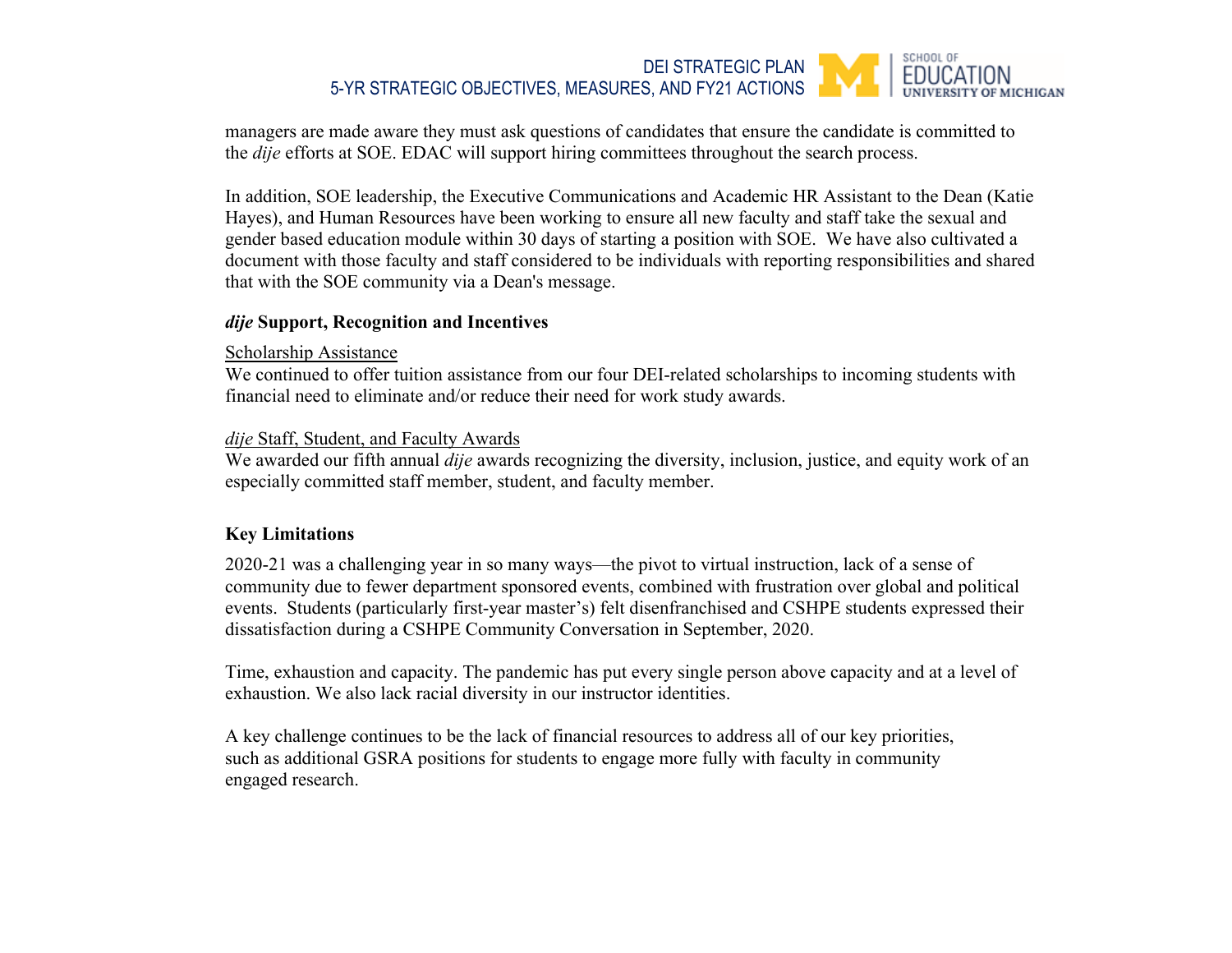managers are made aware they must ask questions of candidates that ensure the candidate is committed to the *dije* efforts at SOE. EDAC will support hiring committees throughout the search process.

In addition, SOE leadership, the Executive Communications and Academic HR Assistant to the Dean (Katie Hayes), and Human Resources have been working to ensure all new faculty and staff take the sexual and gender based education module within 30 days of starting a position with SOE.  We have also cultivated a document with those faculty and staff considered to be individuals with reporting responsibilities and shared that with the SOE community via a Dean's message.

### ***dije*** **Support, Recognition and Incentives**

<u>Scholarship Assistance</u>
We continued to offer tuition assistance from our four DEI-related scholarships to incoming students with financial need to eliminate and/or reduce their need for work study awards.

<u>*dije* Staff, Student, and Faculty Awards</u>
We awarded our fifth annual *dije* awards recognizing the diversity, inclusion, justice, and equity work of an especially committed staff member, student, and faculty member.

### **Key Limitations**

2020-21 was a challenging year in so many ways—the pivot to virtual instruction, lack of a sense of community due to fewer department sponsored events, combined with frustration over global and political events.  Students (particularly first-year master's) felt disenfranchised and CSHPE students expressed their dissatisfaction during a CSHPE Community Conversation in September, 2020.

Time, exhaustion and capacity. The pandemic has put every single person above capacity and at a level of exhaustion. We also lack racial diversity in our instructor identities.

A key challenge continues to be the lack of financial resources to address all of our key priorities, such as additional GSRA positions for students to engage more fully with faculty in community engaged research.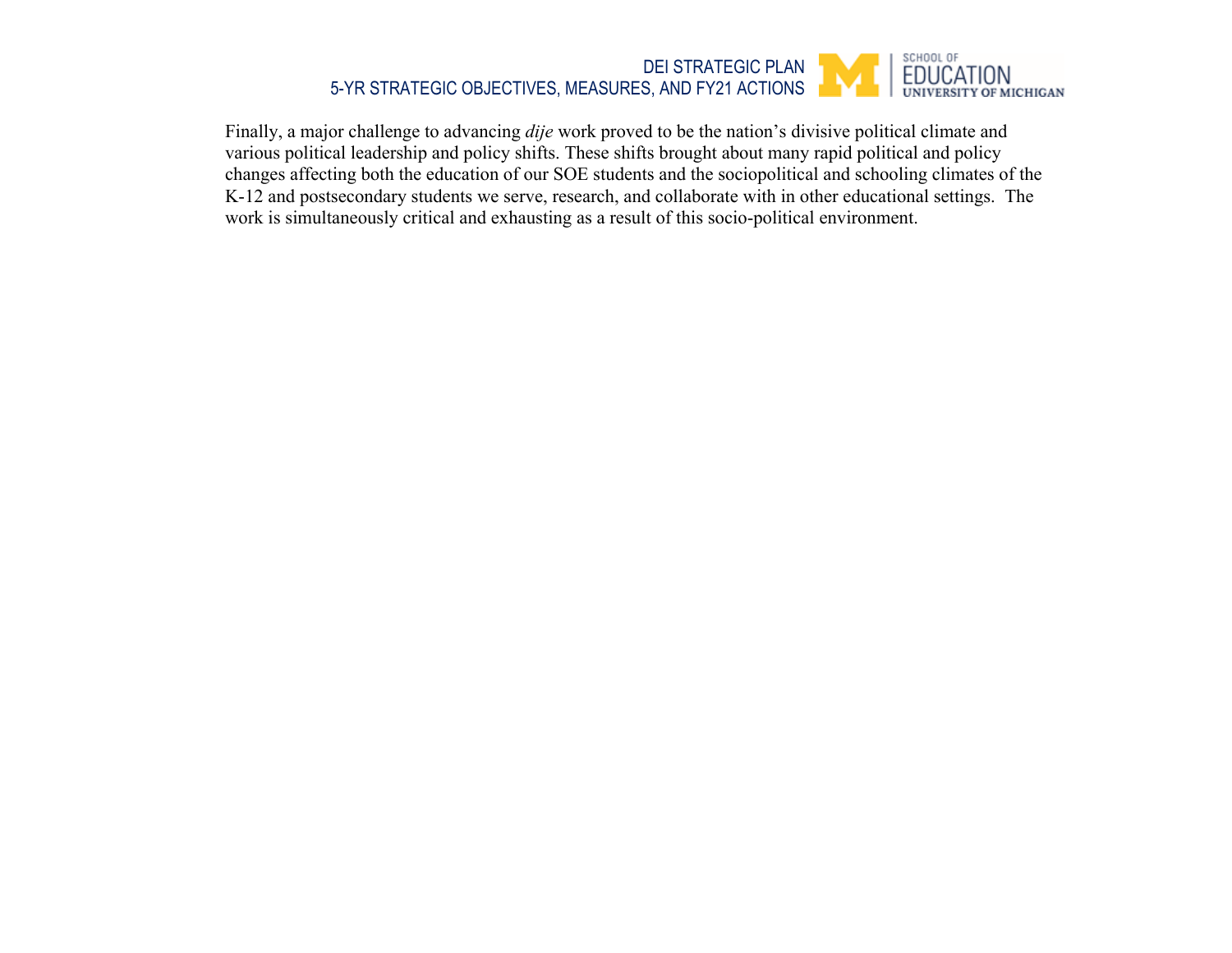Finally, a major challenge to advancing *dije* work proved to be the nation's divisive political climate and various political leadership and policy shifts. These shifts brought about many rapid political and policy changes affecting both the education of our SOE students and the sociopolitical and schooling climates of the K-12 and postsecondary students we serve, research, and collaborate with in other educational settings. The work is simultaneously critical and exhausting as a result of this socio-political environment.